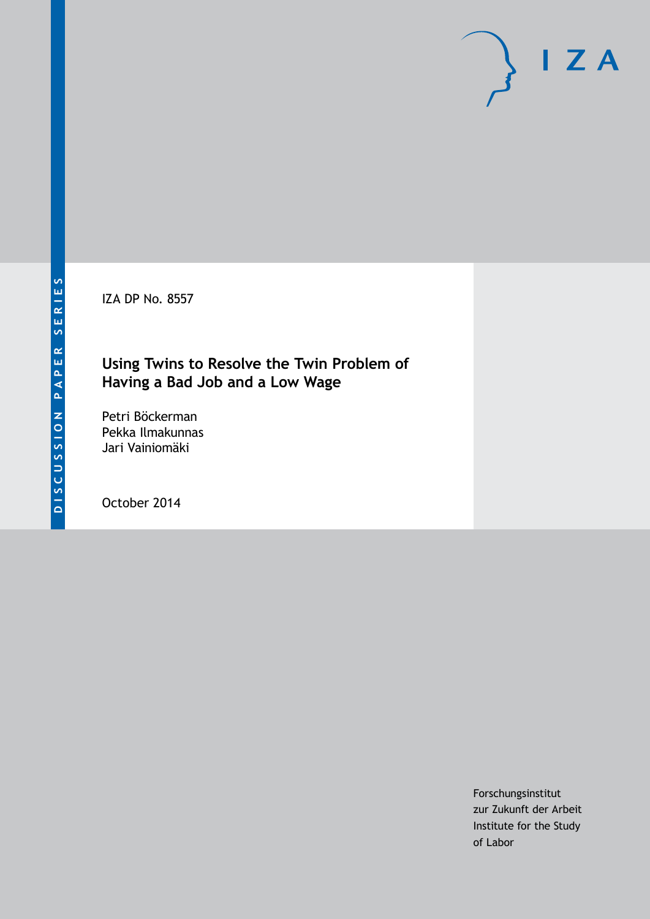DISCUSSION PAPER SERIES

IZA DP No. 8557

# Using Twins to Resolve the Twin Problem of Having a Bad Job and a Low Wage

Petri Böckerman
Pekka Ilmakunnas
Jari Vainiomäki

October 2014

Forschungsinstitut
zur Zukunft der Arbeit
Institute for the Study
of Labor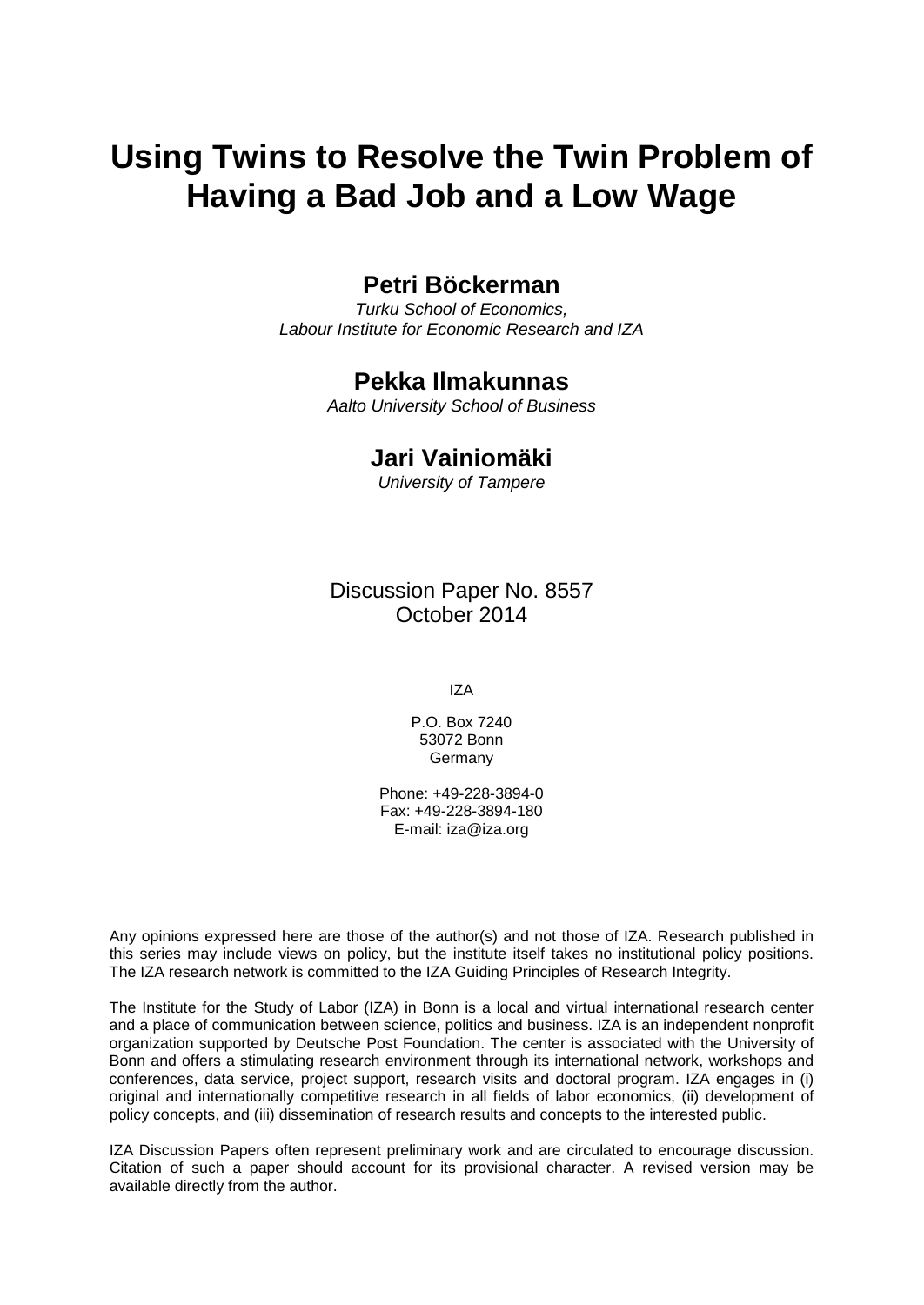# Using Twins to Resolve the Twin Problem of Having a Bad Job and a Low Wage

## Petri Böckerman

*Turku School of Economics,*
*Labour Institute for Economic Research and IZA*

## Pekka Ilmakunnas

*Aalto University School of Business*

## Jari Vainiomäki

*University of Tampere*

Discussion Paper No. 8557
October 2014

IZA

P.O. Box 7240
53072 Bonn
Germany

Phone: +49-228-3894-0
Fax: +49-228-3894-180
E-mail: iza@iza.org

Any opinions expressed here are those of the author(s) and not those of IZA. Research published in this series may include views on policy, but the institute itself takes no institutional policy positions. The IZA research network is committed to the IZA Guiding Principles of Research Integrity.

The Institute for the Study of Labor (IZA) in Bonn is a local and virtual international research center and a place of communication between science, politics and business. IZA is an independent nonprofit organization supported by Deutsche Post Foundation. The center is associated with the University of Bonn and offers a stimulating research environment through its international network, workshops and conferences, data service, project support, research visits and doctoral program. IZA engages in (i) original and internationally competitive research in all fields of labor economics, (ii) development of policy concepts, and (iii) dissemination of research results and concepts to the interested public.

IZA Discussion Papers often represent preliminary work and are circulated to encourage discussion. Citation of such a paper should account for its provisional character. A revised version may be available directly from the author.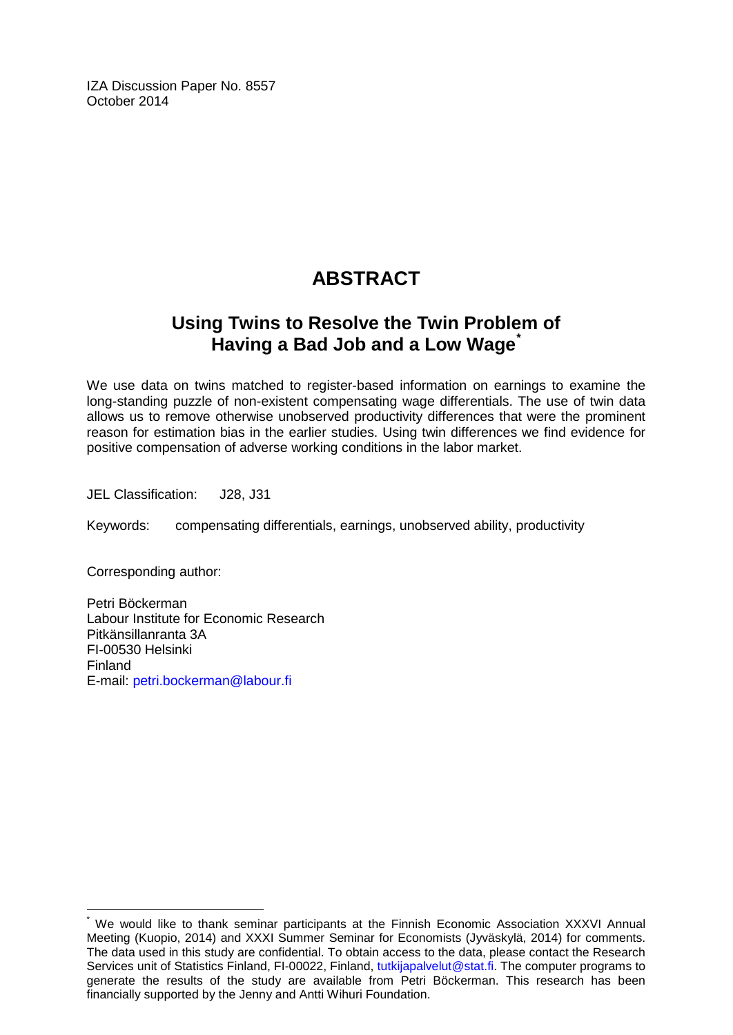IZA Discussion Paper No. 8557
October 2014

# ABSTRACT

## Using Twins to Resolve the Twin Problem of Having a Bad Job and a Low Wage*

We use data on twins matched to register-based information on earnings to examine the long-standing puzzle of non-existent compensating wage differentials. The use of twin data allows us to remove otherwise unobserved productivity differences that were the prominent reason for estimation bias in the earlier studies. Using twin differences we find evidence for positive compensation of adverse working conditions in the labor market.

JEL Classification: J28, J31

Keywords: compensating differentials, earnings, unobserved ability, productivity

Corresponding author:

Petri Böckerman
Labour Institute for Economic Research
Pitkänsillanranta 3A
FI-00530 Helsinki
Finland
E-mail: petri.bockerman@labour.fi

---

* We would like to thank seminar participants at the Finnish Economic Association XXXVI Annual Meeting (Kuopio, 2014) and XXXI Summer Seminar for Economists (Jyväskylä, 2014) for comments. The data used in this study are confidential. To obtain access to the data, please contact the Research Services unit of Statistics Finland, FI-00022, Finland, tutkijapalvelut@stat.fi. The computer programs to generate the results of the study are available from Petri Böckerman. This research has been financially supported by the Jenny and Antti Wihuri Foundation.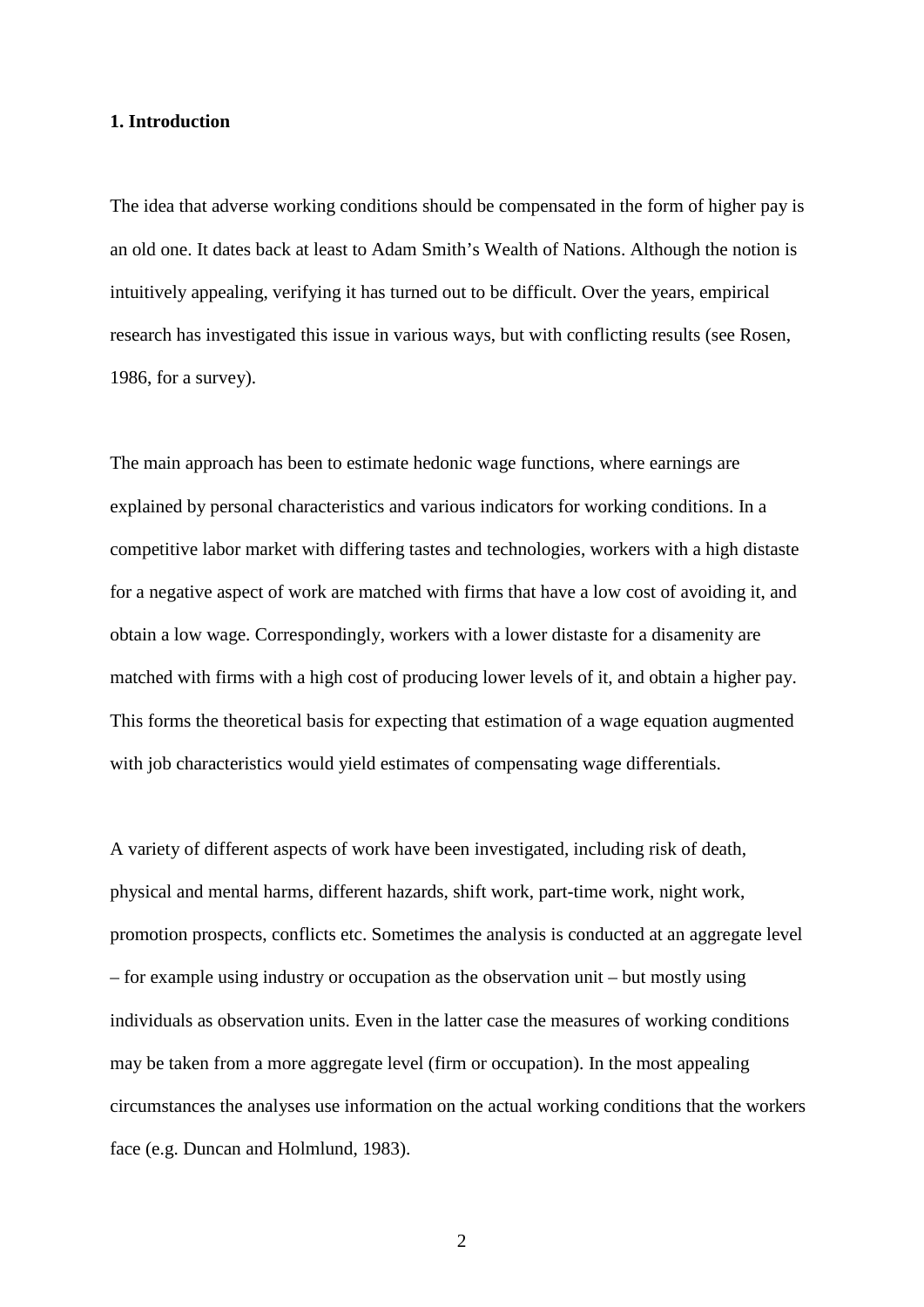## 1. Introduction

The idea that adverse working conditions should be compensated in the form of higher pay is an old one. It dates back at least to Adam Smith's Wealth of Nations. Although the notion is intuitively appealing, verifying it has turned out to be difficult. Over the years, empirical research has investigated this issue in various ways, but with conflicting results (see Rosen, 1986, for a survey).

The main approach has been to estimate hedonic wage functions, where earnings are explained by personal characteristics and various indicators for working conditions. In a competitive labor market with differing tastes and technologies, workers with a high distaste for a negative aspect of work are matched with firms that have a low cost of avoiding it, and obtain a low wage. Correspondingly, workers with a lower distaste for a disamenity are matched with firms with a high cost of producing lower levels of it, and obtain a higher pay. This forms the theoretical basis for expecting that estimation of a wage equation augmented with job characteristics would yield estimates of compensating wage differentials.

A variety of different aspects of work have been investigated, including risk of death, physical and mental harms, different hazards, shift work, part-time work, night work, promotion prospects, conflicts etc. Sometimes the analysis is conducted at an aggregate level – for example using industry or occupation as the observation unit – but mostly using individuals as observation units. Even in the latter case the measures of working conditions may be taken from a more aggregate level (firm or occupation). In the most appealing circumstances the analyses use information on the actual working conditions that the workers face (e.g. Duncan and Holmlund, 1983).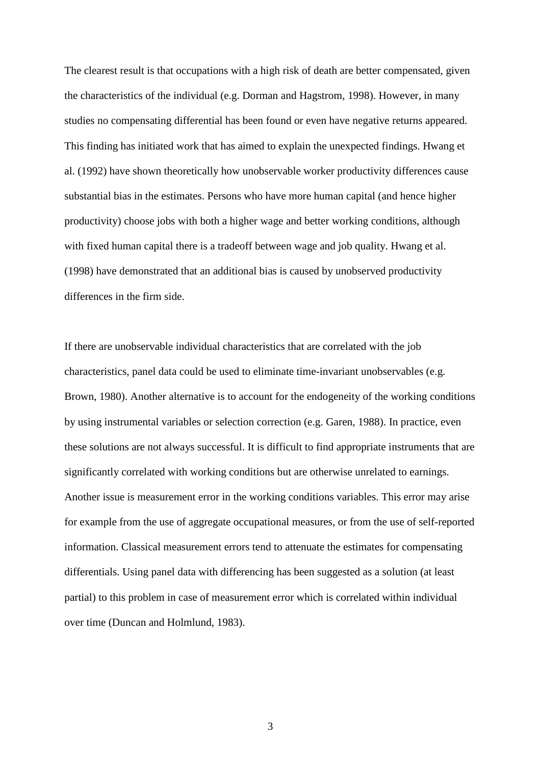The clearest result is that occupations with a high risk of death are better compensated, given the characteristics of the individual (e.g. Dorman and Hagstrom, 1998). However, in many studies no compensating differential has been found or even have negative returns appeared. This finding has initiated work that has aimed to explain the unexpected findings. Hwang et al. (1992) have shown theoretically how unobservable worker productivity differences cause substantial bias in the estimates. Persons who have more human capital (and hence higher productivity) choose jobs with both a higher wage and better working conditions, although with fixed human capital there is a tradeoff between wage and job quality. Hwang et al. (1998) have demonstrated that an additional bias is caused by unobserved productivity differences in the firm side.

If there are unobservable individual characteristics that are correlated with the job characteristics, panel data could be used to eliminate time-invariant unobservables (e.g. Brown, 1980). Another alternative is to account for the endogeneity of the working conditions by using instrumental variables or selection correction (e.g. Garen, 1988). In practice, even these solutions are not always successful. It is difficult to find appropriate instruments that are significantly correlated with working conditions but are otherwise unrelated to earnings. Another issue is measurement error in the working conditions variables. This error may arise for example from the use of aggregate occupational measures, or from the use of self-reported information. Classical measurement errors tend to attenuate the estimates for compensating differentials. Using panel data with differencing has been suggested as a solution (at least partial) to this problem in case of measurement error which is correlated within individual over time (Duncan and Holmlund, 1983).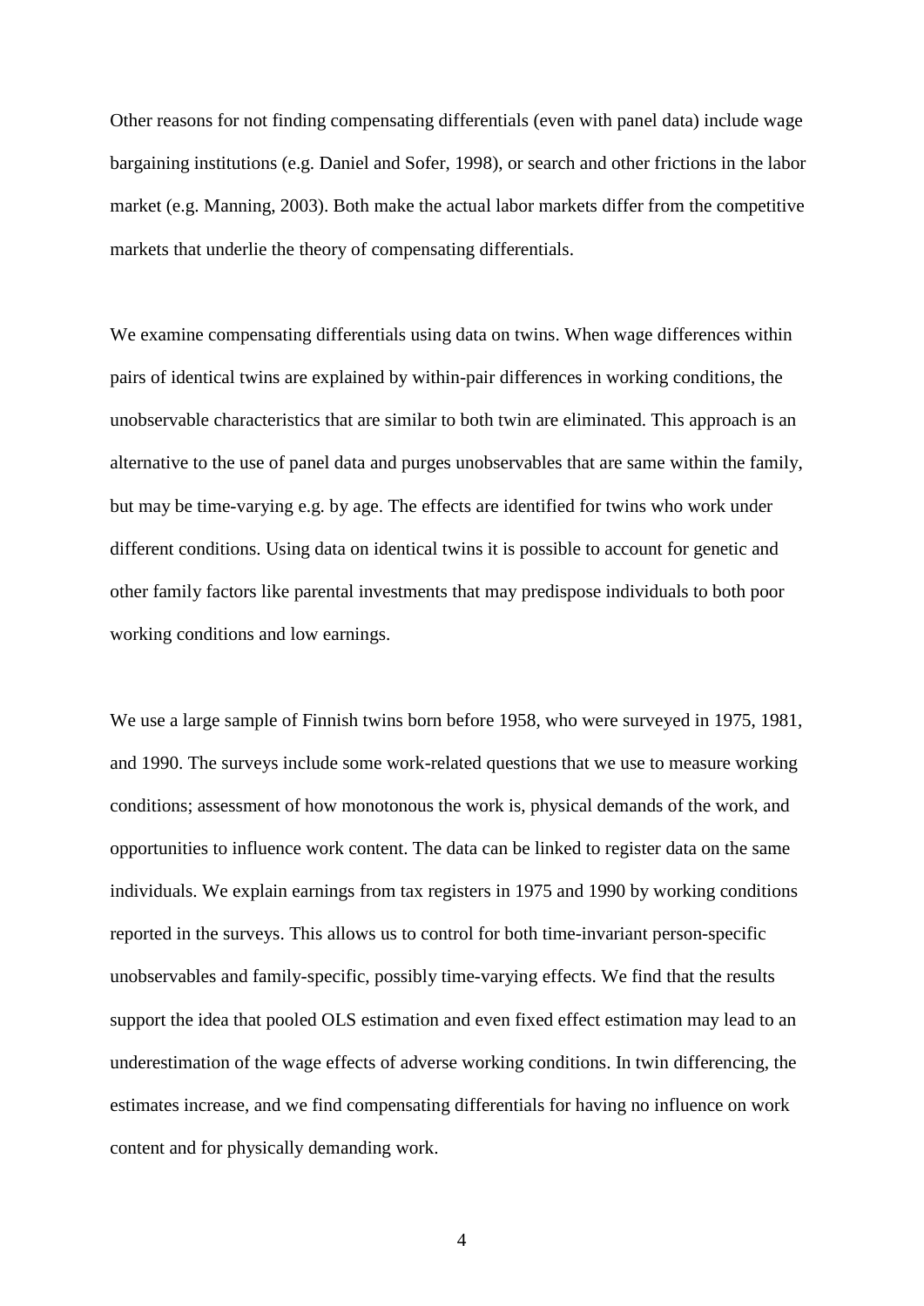Other reasons for not finding compensating differentials (even with panel data) include wage bargaining institutions (e.g. Daniel and Sofer, 1998), or search and other frictions in the labor market (e.g. Manning, 2003). Both make the actual labor markets differ from the competitive markets that underlie the theory of compensating differentials.

We examine compensating differentials using data on twins. When wage differences within pairs of identical twins are explained by within-pair differences in working conditions, the unobservable characteristics that are similar to both twin are eliminated. This approach is an alternative to the use of panel data and purges unobservables that are same within the family, but may be time-varying e.g. by age. The effects are identified for twins who work under different conditions. Using data on identical twins it is possible to account for genetic and other family factors like parental investments that may predispose individuals to both poor working conditions and low earnings.

We use a large sample of Finnish twins born before 1958, who were surveyed in 1975, 1981, and 1990. The surveys include some work-related questions that we use to measure working conditions; assessment of how monotonous the work is, physical demands of the work, and opportunities to influence work content. The data can be linked to register data on the same individuals. We explain earnings from tax registers in 1975 and 1990 by working conditions reported in the surveys. This allows us to control for both time-invariant person-specific unobservables and family-specific, possibly time-varying effects. We find that the results support the idea that pooled OLS estimation and even fixed effect estimation may lead to an underestimation of the wage effects of adverse working conditions. In twin differencing, the estimates increase, and we find compensating differentials for having no influence on work content and for physically demanding work.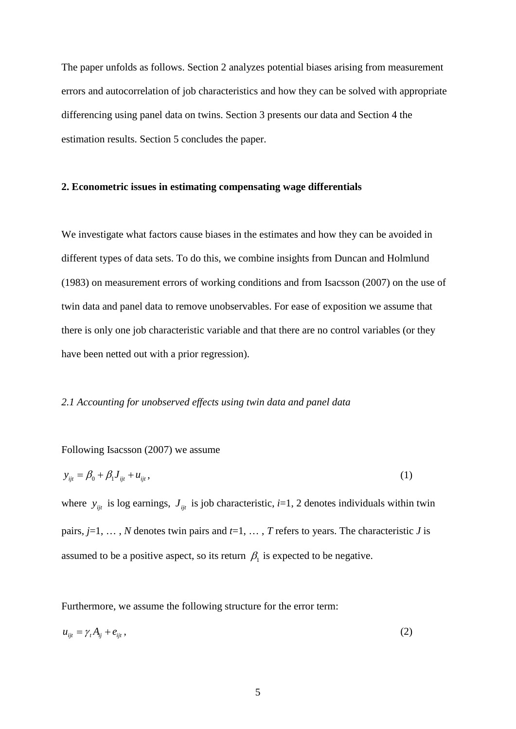The paper unfolds as follows. Section 2 analyzes potential biases arising from measurement errors and autocorrelation of job characteristics and how they can be solved with appropriate differencing using panel data on twins. Section 3 presents our data and Section 4 the estimation results. Section 5 concludes the paper.

## 2. Econometric issues in estimating compensating wage differentials

We investigate what factors cause biases in the estimates and how they can be avoided in different types of data sets. To do this, we combine insights from Duncan and Holmlund (1983) on measurement errors of working conditions and from Isacsson (2007) on the use of twin data and panel data to remove unobservables. For ease of exposition we assume that there is only one job characteristic variable and that there are no control variables (or they have been netted out with a prior regression).

### *2.1 Accounting for unobserved effects using twin data and panel data*

Following Isacsson (2007) we assume

$$y_{ijt} = \beta_0 + \beta_1 J_{ijt} + u_{ijt}, \tag{1}$$

where $y_{ijt}$ is log earnings, $J_{ijt}$ is job characteristic, $i$=1, 2 denotes individuals within twin pairs, $j$=1, … , $N$ denotes twin pairs and $t$=1, … , $T$ refers to years. The characteristic $J$ is assumed to be a positive aspect, so its return $\beta_1$ is expected to be negative.

Furthermore, we assume the following structure for the error term:

$$u_{ijt} = \gamma_t A_{ij} + e_{ijt}, \tag{2}$$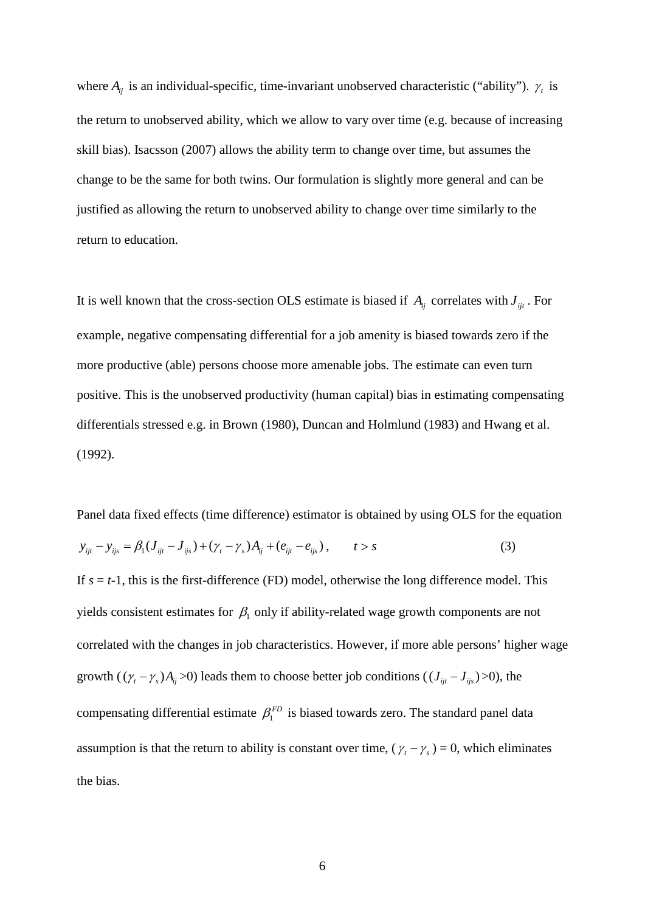where $A_{ij}$ is an individual-specific, time-invariant unobserved characteristic ("ability"). $\gamma_t$ is the return to unobserved ability, which we allow to vary over time (e.g. because of increasing skill bias). Isacsson (2007) allows the ability term to change over time, but assumes the change to be the same for both twins. Our formulation is slightly more general and can be justified as allowing the return to unobserved ability to change over time similarly to the return to education.

It is well known that the cross-section OLS estimate is biased if $A_{ij}$ correlates with $J_{ijt}$. For example, negative compensating differential for a job amenity is biased towards zero if the more productive (able) persons choose more amenable jobs. The estimate can even turn positive. This is the unobserved productivity (human capital) bias in estimating compensating differentials stressed e.g. in Brown (1980), Duncan and Holmlund (1983) and Hwang et al. (1992).

Panel data fixed effects (time difference) estimator is obtained by using OLS for the equation

$$y_{ijt} - y_{ijs} = \beta_1 (J_{ijt} - J_{ijs}) + (\gamma_t - \gamma_s) A_{ij} + (e_{ijt} - e_{ijs}), \qquad t > s \tag{3}$$

If $s = t$-1, this is the first-difference (FD) model, otherwise the long difference model. This yields consistent estimates for $\beta_1$ only if ability-related wage growth components are not correlated with the changes in job characteristics. However, if more able persons' higher wage growth ($(\gamma_t - \gamma_s)A_{ij}$ >0) leads them to choose better job conditions ($(J_{ijt} - J_{ijs})$ >0), the compensating differential estimate $\beta_1^{FD}$ is biased towards zero. The standard panel data assumption is that the return to ability is constant over time, ($\gamma_t - \gamma_s$) = 0, which eliminates the bias.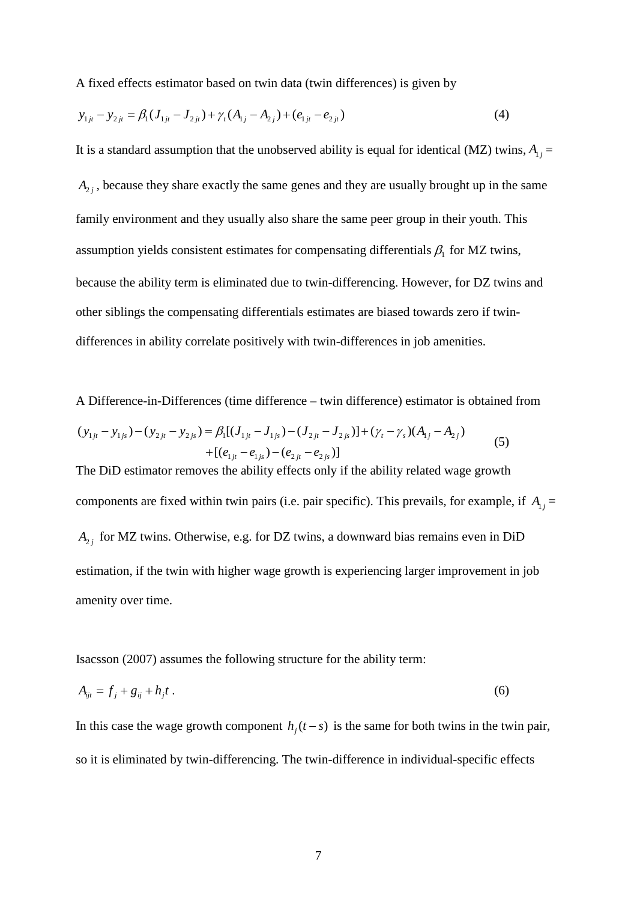A fixed effects estimator based on twin data (twin differences) is given by

$$y_{1jt} - y_{2jt} = \beta_1 (J_{1jt} - J_{2jt}) + \gamma_t (A_{1j} - A_{2j}) + (e_{1jt} - e_{2jt}) \tag{4}$$

It is a standard assumption that the unobserved ability is equal for identical (MZ) twins, $A_{1j} = A_{2j}$, because they share exactly the same genes and they are usually brought up in the same family environment and they usually also share the same peer group in their youth. This assumption yields consistent estimates for compensating differentials $\beta_1$ for MZ twins, because the ability term is eliminated due to twin-differencing. However, for DZ twins and other siblings the compensating differentials estimates are biased towards zero if twin-differences in ability correlate positively with twin-differences in job amenities.

A Difference-in-Differences (time difference – twin difference) estimator is obtained from

$$\begin{aligned}(y_{1jt} - y_{1js}) - (y_{2jt} - y_{2js}) &= \beta_1[(J_{1jt} - J_{1js}) - (J_{2jt} - J_{2js})] + (\gamma_t - \gamma_s)(A_{1j} - A_{2j}) \\ &\quad + [(e_{1jt} - e_{1js}) - (e_{2jt} - e_{2js})]\end{aligned} \tag{5}$$

The DiD estimator removes the ability effects only if the ability related wage growth components are fixed within twin pairs (i.e. pair specific). This prevails, for example, if $A_{1j} = A_{2j}$ for MZ twins. Otherwise, e.g. for DZ twins, a downward bias remains even in DiD estimation, if the twin with higher wage growth is experiencing larger improvement in job amenity over time.

Isacsson (2007) assumes the following structure for the ability term:

$$A_{ijt} = f_j + g_{ij} + h_j t \,. \tag{6}$$

In this case the wage growth component $h_j(t-s)$ is the same for both twins in the twin pair, so it is eliminated by twin-differencing. The twin-difference in individual-specific effects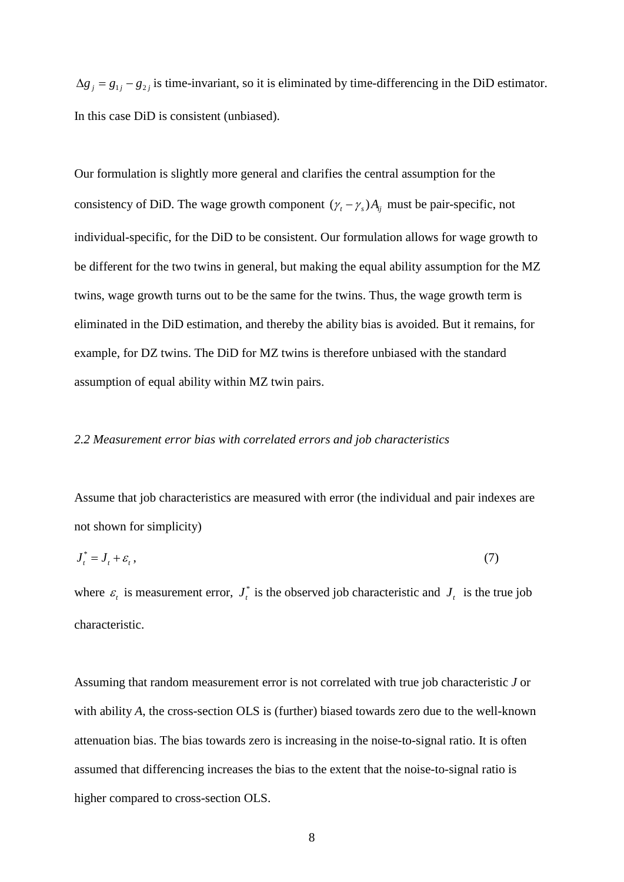$\Delta g_j = g_{1j} - g_{2j}$ is time-invariant, so it is eliminated by time-differencing in the DiD estimator. In this case DiD is consistent (unbiased).

Our formulation is slightly more general and clarifies the central assumption for the consistency of DiD. The wage growth component $(\gamma_t - \gamma_s)A_{ij}$ must be pair-specific, not individual-specific, for the DiD to be consistent. Our formulation allows for wage growth to be different for the two twins in general, but making the equal ability assumption for the MZ twins, wage growth turns out to be the same for the twins. Thus, the wage growth term is eliminated in the DiD estimation, and thereby the ability bias is avoided. But it remains, for example, for DZ twins. The DiD for MZ twins is therefore unbiased with the standard assumption of equal ability within MZ twin pairs.

*2.2 Measurement error bias with correlated errors and job characteristics*

Assume that job characteristics are measured with error (the individual and pair indexes are not shown for simplicity)

$$J_t^* = J_t + \varepsilon_t , \tag{7}$$

where $\varepsilon_t$ is measurement error, $J_t^*$ is the observed job characteristic and $J_t$ is the true job characteristic.

Assuming that random measurement error is not correlated with true job characteristic *J* or with ability *A*, the cross-section OLS is (further) biased towards zero due to the well-known attenuation bias. The bias towards zero is increasing in the noise-to-signal ratio. It is often assumed that differencing increases the bias to the extent that the noise-to-signal ratio is higher compared to cross-section OLS.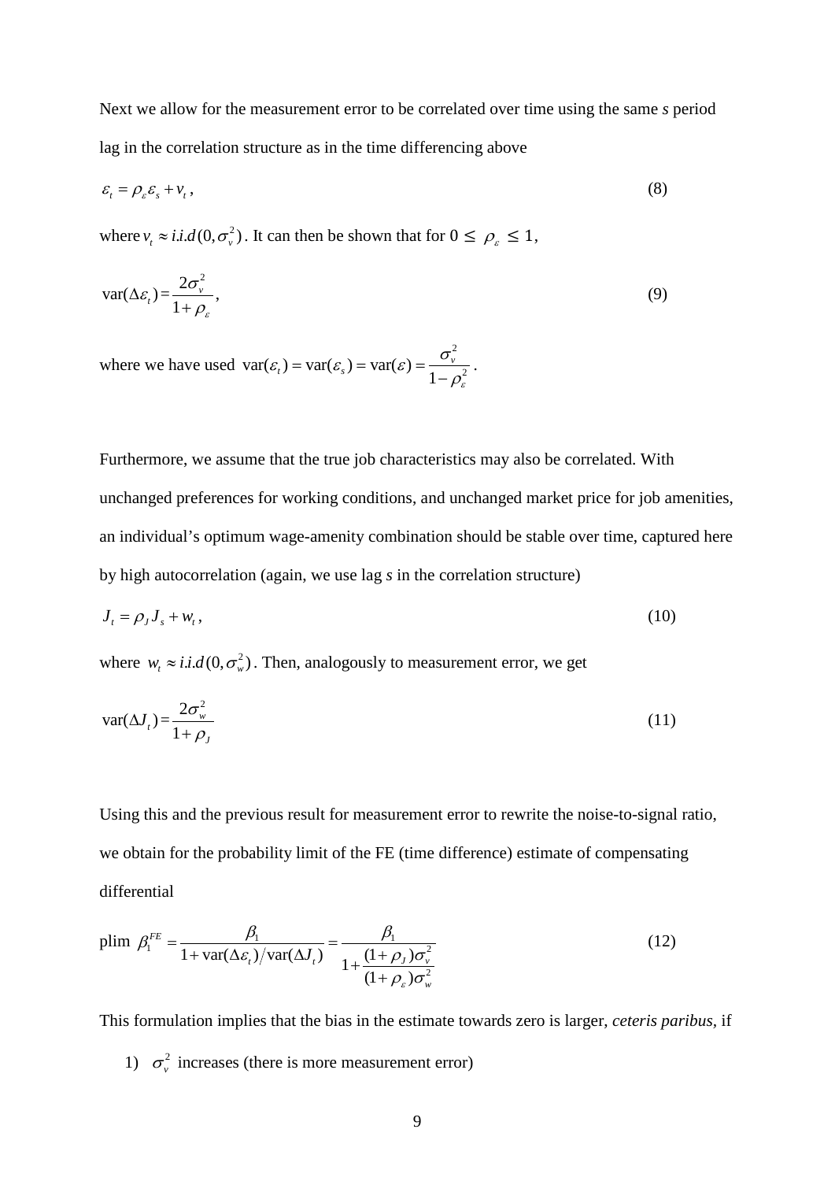Next we allow for the measurement error to be correlated over time using the same *s* period lag in the correlation structure as in the time differencing above

$$\varepsilon_t = \rho_\varepsilon \varepsilon_s + v_t\,, \tag{8}$$

where $v_t \approx i.i.d(0, \sigma_v^2)$. It can then be shown that for $0 \leq \rho_\varepsilon \leq 1$,

$$\text{var}(\Delta\varepsilon_t) = \frac{2\sigma_v^2}{1+\rho_\varepsilon}, \tag{9}$$

where we have used $\text{var}(\varepsilon_t) = \text{var}(\varepsilon_s) = \text{var}(\varepsilon) = \dfrac{\sigma_v^2}{1-\rho_\varepsilon^2}$.

Furthermore, we assume that the true job characteristics may also be correlated. With unchanged preferences for working conditions, and unchanged market price for job amenities, an individual's optimum wage-amenity combination should be stable over time, captured here by high autocorrelation (again, we use lag *s* in the correlation structure)

$$J_t = \rho_J J_s + w_t\,, \tag{10}$$

where $w_t \approx i.i.d(0, \sigma_w^2)$. Then, analogously to measurement error, we get

$$\text{var}(\Delta J_t) = \frac{2\sigma_w^2}{1+\rho_J} \tag{11}$$

Using this and the previous result for measurement error to rewrite the noise-to-signal ratio, we obtain for the probability limit of the FE (time difference) estimate of compensating differential

$$\text{plim } \beta_1^{FE} = \frac{\beta_1}{1 + \text{var}(\Delta\varepsilon_t)/\text{var}(\Delta J_t)} = \frac{\beta_1}{1 + \dfrac{(1+\rho_J)\sigma_v^2}{(1+\rho_\varepsilon)\sigma_w^2}} \tag{12}$$

This formulation implies that the bias in the estimate towards zero is larger, *ceteris paribus*, if

1) $\sigma_v^2$ increases (there is more measurement error)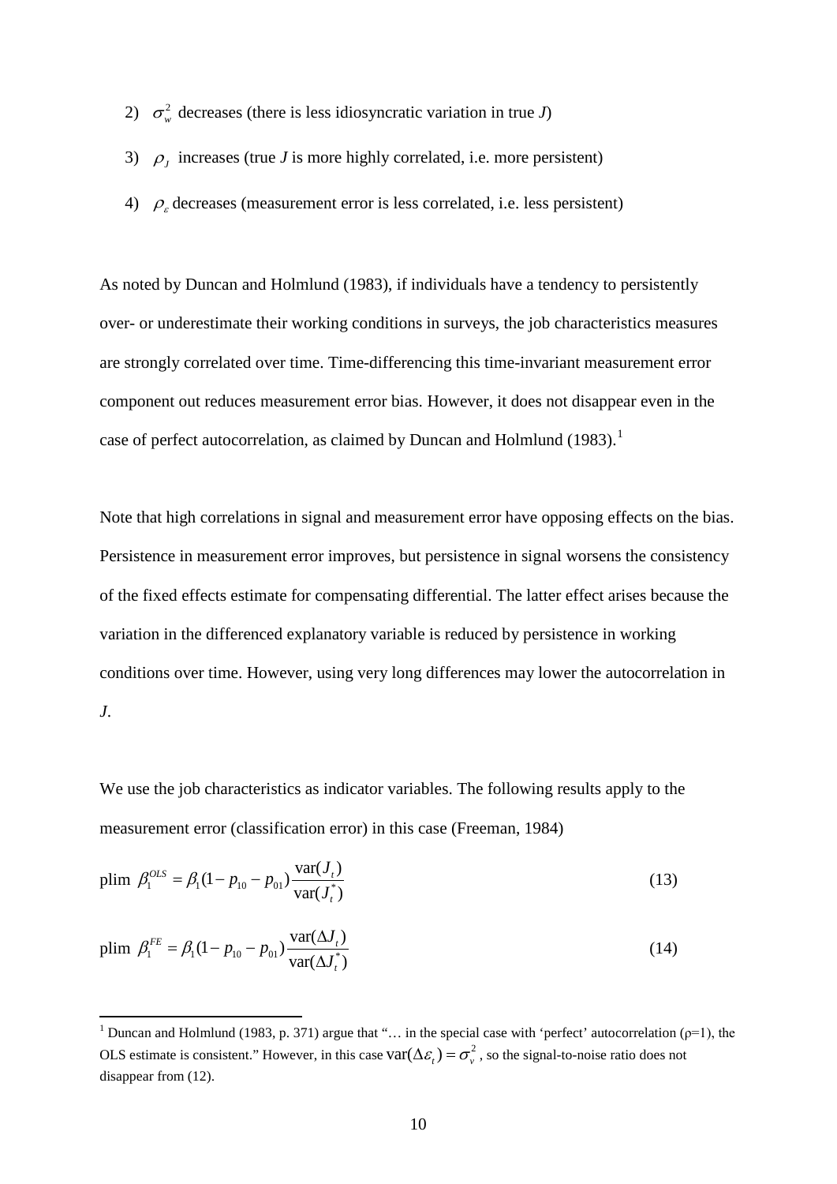2) $\sigma_w^2$ decreases (there is less idiosyncratic variation in true *J*)

3) $\rho_J$ increases (true *J* is more highly correlated, i.e. more persistent)

4) $\rho_\varepsilon$ decreases (measurement error is less correlated, i.e. less persistent)

As noted by Duncan and Holmlund (1983), if individuals have a tendency to persistently over- or underestimate their working conditions in surveys, the job characteristics measures are strongly correlated over time. Time-differencing this time-invariant measurement error component out reduces measurement error bias. However, it does not disappear even in the case of perfect autocorrelation, as claimed by Duncan and Holmlund (1983).[1]

Note that high correlations in signal and measurement error have opposing effects on the bias. Persistence in measurement error improves, but persistence in signal worsens the consistency of the fixed effects estimate for compensating differential. The latter effect arises because the variation in the differenced explanatory variable is reduced by persistence in working conditions over time. However, using very long differences may lower the autocorrelation in *J*.

We use the job characteristics as indicator variables. The following results apply to the measurement error (classification error) in this case (Freeman, 1984)

$$\text{plim } \beta_1^{OLS} = \beta_1 (1 - p_{10} - p_{01}) \frac{\text{var}(J_t)}{\text{var}(J_t^*)} \tag{13}$$

$$\text{plim } \beta_1^{FE} = \beta_1 (1 - p_{10} - p_{01}) \frac{\text{var}(\Delta J_t)}{\text{var}(\Delta J_t^*)} \tag{14}$$

[1] Duncan and Holmlund (1983, p. 371) argue that "… in the special case with 'perfect' autocorrelation (ρ=1), the OLS estimate is consistent." However, in this case $\text{var}(\Delta \varepsilon_t) = \sigma_v^2$, so the signal-to-noise ratio does not disappear from (12).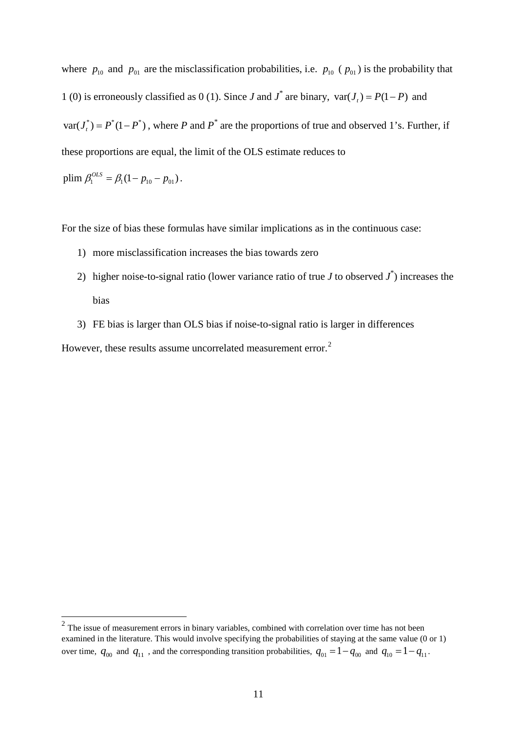where $p_{10}$ and $p_{01}$ are the misclassification probabilities, i.e. $p_{10}$ ( $p_{01}$) is the probability that 1 (0) is erroneously classified as 0 (1). Since $J$ and $J^*$ are binary, $\text{var}(J_t) = P(1-P)$ and $\text{var}(J_t^*) = P^*(1-P^*)$, where $P$ and $P^*$ are the proportions of true and observed 1's. Further, if these proportions are equal, the limit of the OLS estimate reduces to

$$\text{plim}\ \beta_1^{OLS} = \beta_1(1 - p_{10} - p_{01}).$$

For the size of bias these formulas have similar implications as in the continuous case:

1) more misclassification increases the bias towards zero
2) higher noise-to-signal ratio (lower variance ratio of true $J$ to observed $J^*$) increases the bias
3) FE bias is larger than OLS bias if noise-to-signal ratio is larger in differences

However, these results assume uncorrelated measurement error.[2]

---

[2] The issue of measurement errors in binary variables, combined with correlation over time has not been examined in the literature. This would involve specifying the probabilities of staying at the same value (0 or 1) over time, $q_{00}$ and $q_{11}$ , and the corresponding transition probabilities, $q_{01} = 1 - q_{00}$ and $q_{10} = 1 - q_{11}$.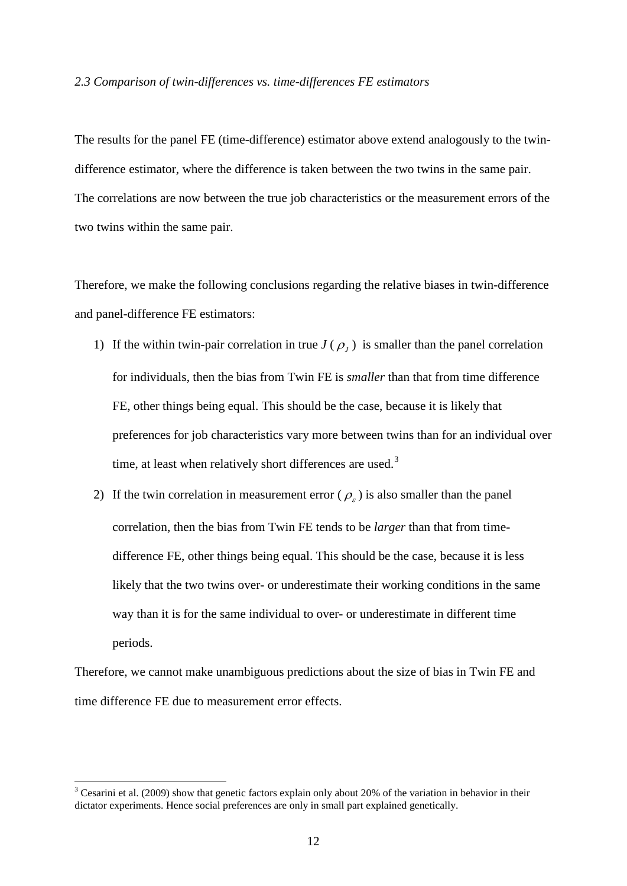### *2.3 Comparison of twin-differences vs. time-differences FE estimators*

The results for the panel FE (time-difference) estimator above extend analogously to the twin-difference estimator, where the difference is taken between the two twins in the same pair. The correlations are now between the true job characteristics or the measurement errors of the two twins within the same pair.

Therefore, we make the following conclusions regarding the relative biases in twin-difference and panel-difference FE estimators:

1) If the within twin-pair correlation in true $J$ ($\rho_J$) is smaller than the panel correlation for individuals, then the bias from Twin FE is *smaller* than that from time difference FE, other things being equal. This should be the case, because it is likely that preferences for job characteristics vary more between twins than for an individual over time, at least when relatively short differences are used.[3]
2) If the twin correlation in measurement error ($\rho_\varepsilon$) is also smaller than the panel correlation, then the bias from Twin FE tends to be *larger* than that from time-difference FE, other things being equal. This should be the case, because it is less likely that the two twins over- or underestimate their working conditions in the same way than it is for the same individual to over- or underestimate in different time periods.

Therefore, we cannot make unambiguous predictions about the size of bias in Twin FE and time difference FE due to measurement error effects.

[3] Cesarini et al. (2009) show that genetic factors explain only about 20% of the variation in behavior in their dictator experiments. Hence social preferences are only in small part explained genetically.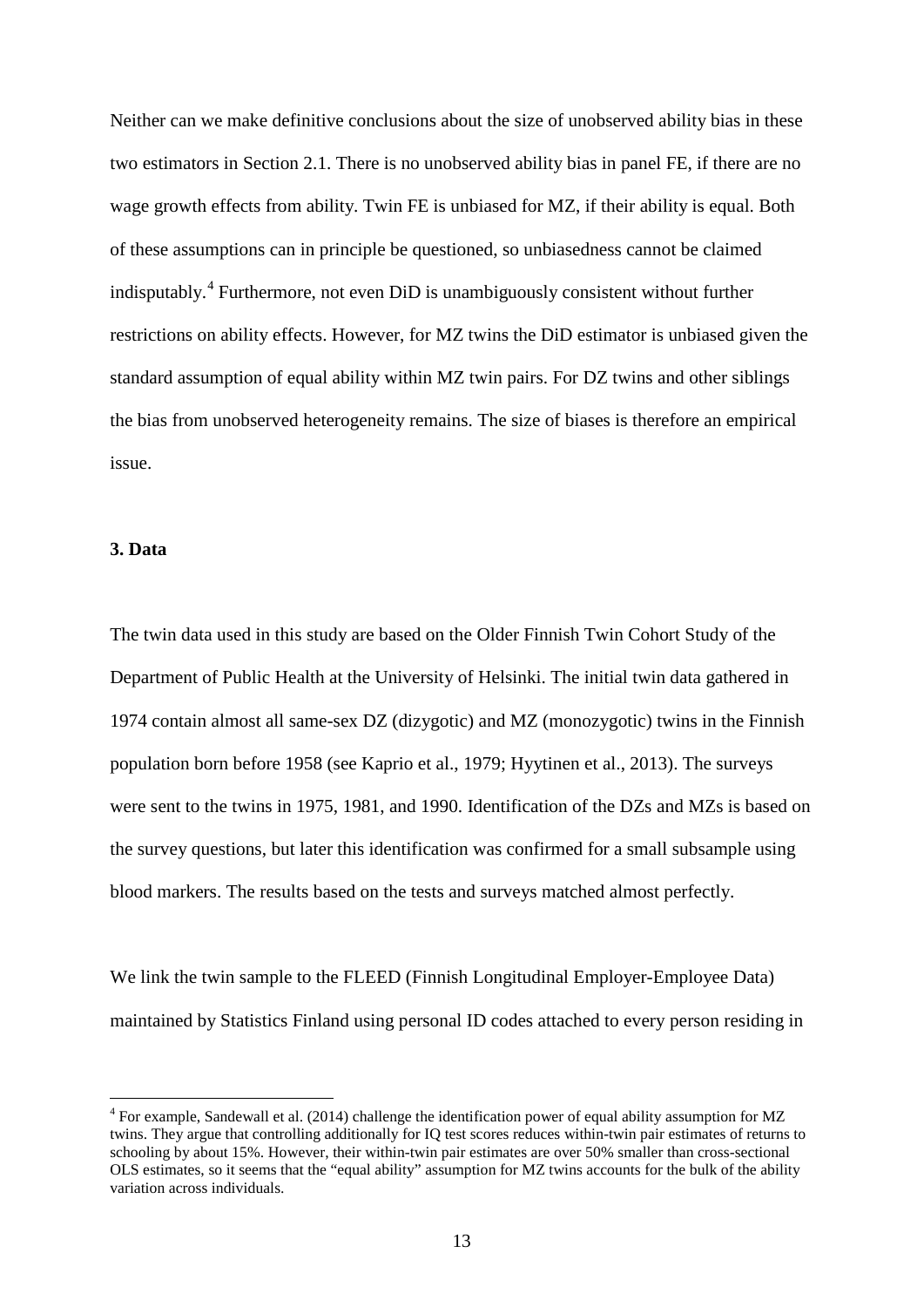Neither can we make definitive conclusions about the size of unobserved ability bias in these two estimators in Section 2.1. There is no unobserved ability bias in panel FE, if there are no wage growth effects from ability. Twin FE is unbiased for MZ, if their ability is equal. Both of these assumptions can in principle be questioned, so unbiasedness cannot be claimed indisputably.[4] Furthermore, not even DiD is unambiguously consistent without further restrictions on ability effects. However, for MZ twins the DiD estimator is unbiased given the standard assumption of equal ability within MZ twin pairs. For DZ twins and other siblings the bias from unobserved heterogeneity remains. The size of biases is therefore an empirical issue.

## 3. Data

The twin data used in this study are based on the Older Finnish Twin Cohort Study of the Department of Public Health at the University of Helsinki. The initial twin data gathered in 1974 contain almost all same-sex DZ (dizygotic) and MZ (monozygotic) twins in the Finnish population born before 1958 (see Kaprio et al., 1979; Hyytinen et al., 2013). The surveys were sent to the twins in 1975, 1981, and 1990. Identification of the DZs and MZs is based on the survey questions, but later this identification was confirmed for a small subsample using blood markers. The results based on the tests and surveys matched almost perfectly.

We link the twin sample to the FLEED (Finnish Longitudinal Employer-Employee Data) maintained by Statistics Finland using personal ID codes attached to every person residing in

[4] For example, Sandewall et al. (2014) challenge the identification power of equal ability assumption for MZ twins. They argue that controlling additionally for IQ test scores reduces within-twin pair estimates of returns to schooling by about 15%. However, their within-twin pair estimates are over 50% smaller than cross-sectional OLS estimates, so it seems that the "equal ability" assumption for MZ twins accounts for the bulk of the ability variation across individuals.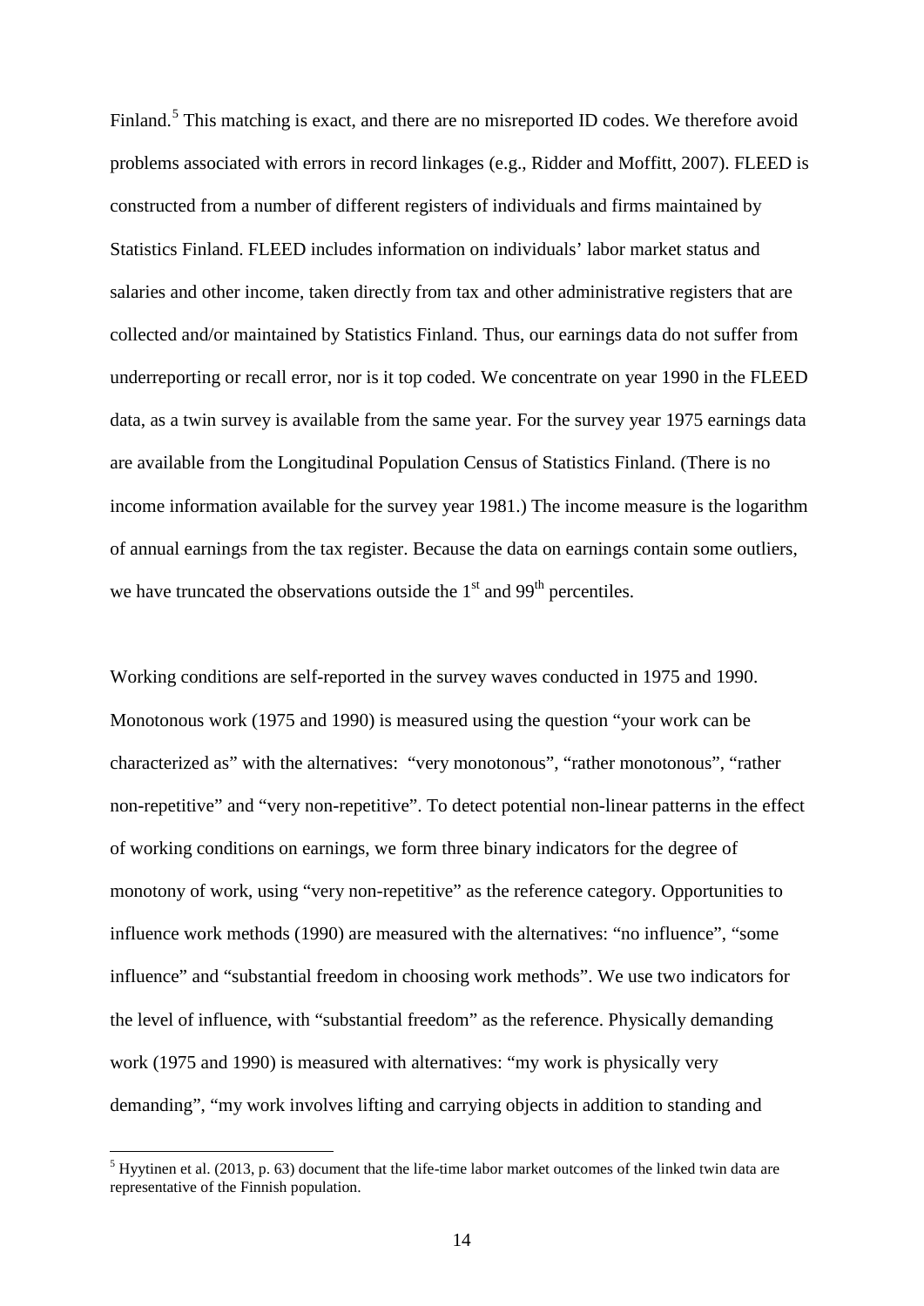Finland.[5] This matching is exact, and there are no misreported ID codes. We therefore avoid problems associated with errors in record linkages (e.g., Ridder and Moffitt, 2007). FLEED is constructed from a number of different registers of individuals and firms maintained by Statistics Finland. FLEED includes information on individuals' labor market status and salaries and other income, taken directly from tax and other administrative registers that are collected and/or maintained by Statistics Finland. Thus, our earnings data do not suffer from underreporting or recall error, nor is it top coded. We concentrate on year 1990 in the FLEED data, as a twin survey is available from the same year. For the survey year 1975 earnings data are available from the Longitudinal Population Census of Statistics Finland. (There is no income information available for the survey year 1981.) The income measure is the logarithm of annual earnings from the tax register. Because the data on earnings contain some outliers, we have truncated the observations outside the 1st and 99th percentiles.

Working conditions are self-reported in the survey waves conducted in 1975 and 1990. Monotonous work (1975 and 1990) is measured using the question "your work can be characterized as" with the alternatives: "very monotonous", "rather monotonous", "rather non-repetitive" and "very non-repetitive". To detect potential non-linear patterns in the effect of working conditions on earnings, we form three binary indicators for the degree of monotony of work, using "very non-repetitive" as the reference category. Opportunities to influence work methods (1990) are measured with the alternatives: "no influence", "some influence" and "substantial freedom in choosing work methods". We use two indicators for the level of influence, with "substantial freedom" as the reference. Physically demanding work (1975 and 1990) is measured with alternatives: "my work is physically very demanding", "my work involves lifting and carrying objects in addition to standing and

[5] Hyytinen et al. (2013, p. 63) document that the life-time labor market outcomes of the linked twin data are representative of the Finnish population.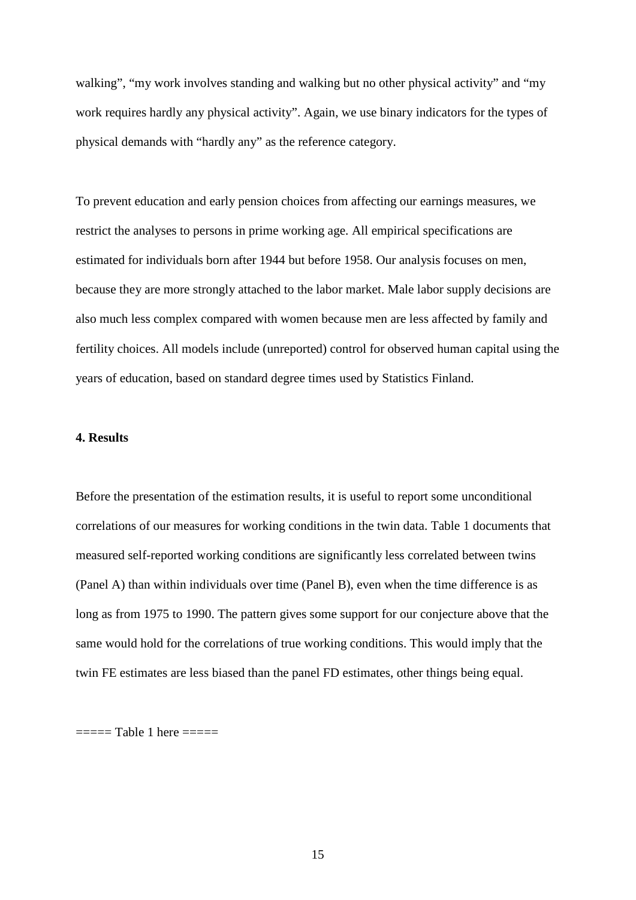walking", "my work involves standing and walking but no other physical activity" and "my work requires hardly any physical activity". Again, we use binary indicators for the types of physical demands with "hardly any" as the reference category.

To prevent education and early pension choices from affecting our earnings measures, we restrict the analyses to persons in prime working age. All empirical specifications are estimated for individuals born after 1944 but before 1958. Our analysis focuses on men, because they are more strongly attached to the labor market. Male labor supply decisions are also much less complex compared with women because men are less affected by family and fertility choices. All models include (unreported) control for observed human capital using the years of education, based on standard degree times used by Statistics Finland.

## 4. Results

Before the presentation of the estimation results, it is useful to report some unconditional correlations of our measures for working conditions in the twin data. Table 1 documents that measured self-reported working conditions are significantly less correlated between twins (Panel A) than within individuals over time (Panel B), even when the time difference is as long as from 1975 to 1990. The pattern gives some support for our conjecture above that the same would hold for the correlations of true working conditions. This would imply that the twin FE estimates are less biased than the panel FD estimates, other things being equal.

===== Table 1 here =====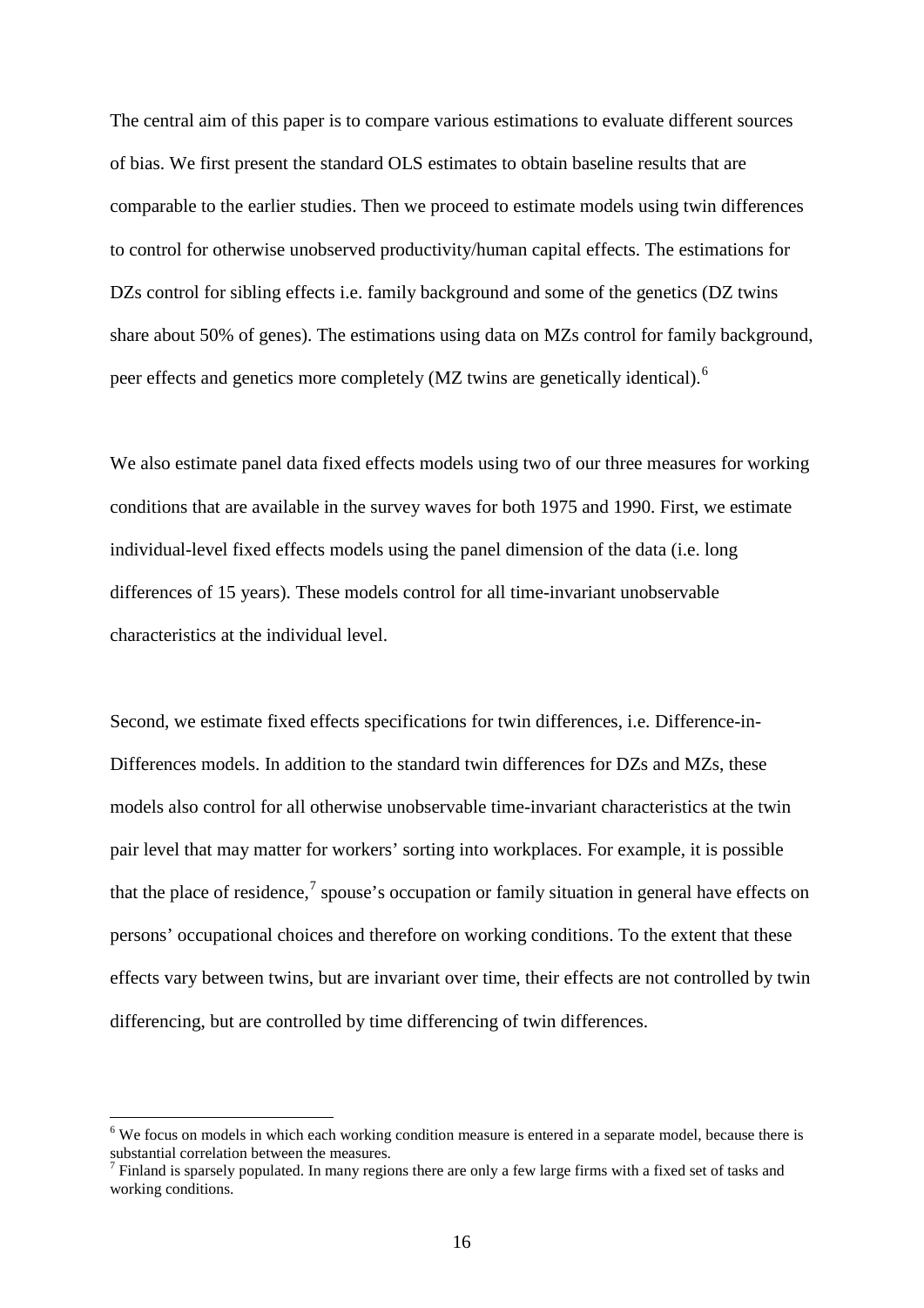The central aim of this paper is to compare various estimations to evaluate different sources of bias. We first present the standard OLS estimates to obtain baseline results that are comparable to the earlier studies. Then we proceed to estimate models using twin differences to control for otherwise unobserved productivity/human capital effects. The estimations for DZs control for sibling effects i.e. family background and some of the genetics (DZ twins share about 50% of genes). The estimations using data on MZs control for family background, peer effects and genetics more completely (MZ twins are genetically identical).[6]

We also estimate panel data fixed effects models using two of our three measures for working conditions that are available in the survey waves for both 1975 and 1990. First, we estimate individual-level fixed effects models using the panel dimension of the data (i.e. long differences of 15 years). These models control for all time-invariant unobservable characteristics at the individual level.

Second, we estimate fixed effects specifications for twin differences, i.e. Difference-in-Differences models. In addition to the standard twin differences for DZs and MZs, these models also control for all otherwise unobservable time-invariant characteristics at the twin pair level that may matter for workers' sorting into workplaces. For example, it is possible that the place of residence,[7] spouse's occupation or family situation in general have effects on persons' occupational choices and therefore on working conditions. To the extent that these effects vary between twins, but are invariant over time, their effects are not controlled by twin differencing, but are controlled by time differencing of twin differences.

[6] We focus on models in which each working condition measure is entered in a separate model, because there is substantial correlation between the measures.

[7] Finland is sparsely populated. In many regions there are only a few large firms with a fixed set of tasks and working conditions.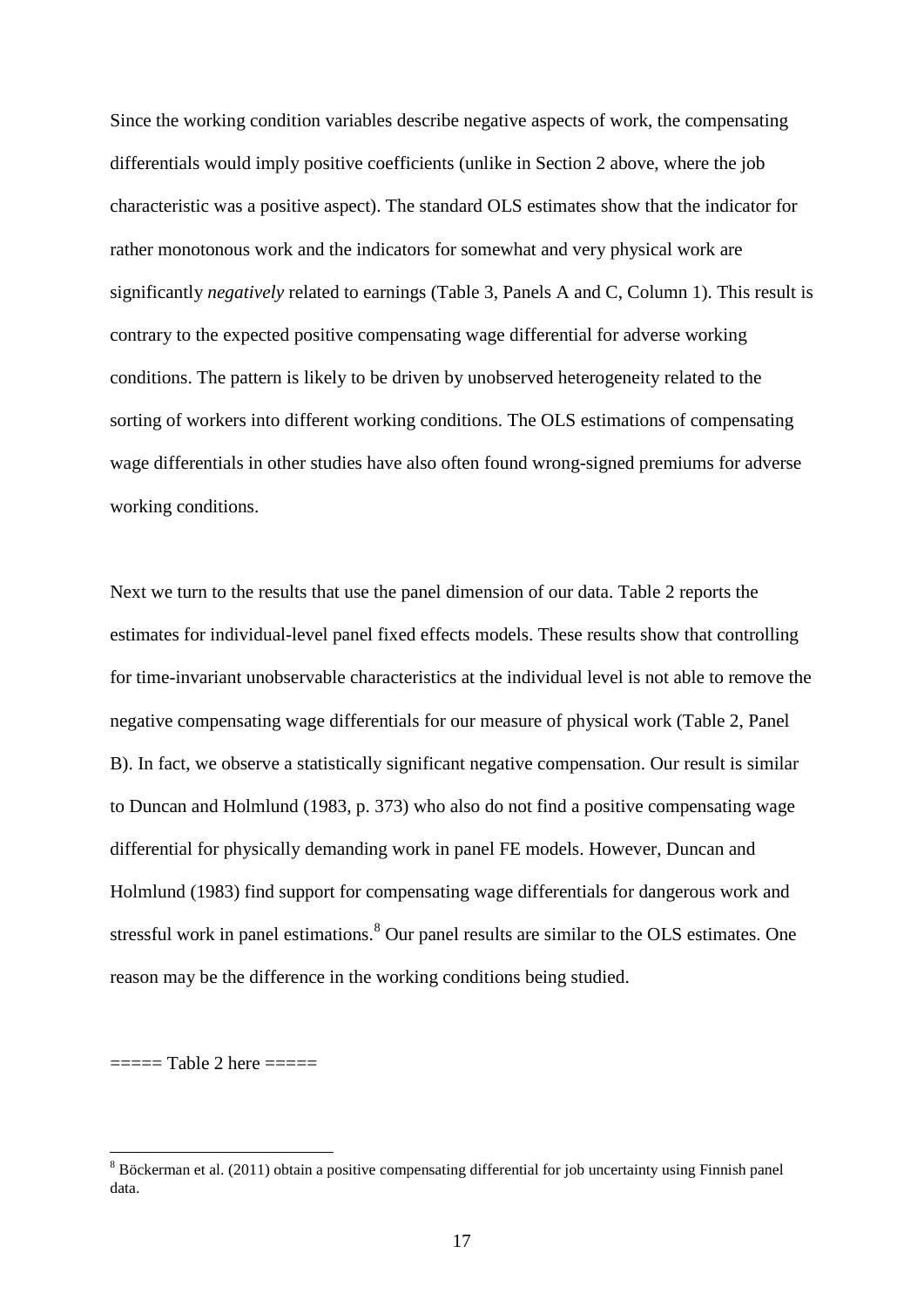Since the working condition variables describe negative aspects of work, the compensating differentials would imply positive coefficients (unlike in Section 2 above, where the job characteristic was a positive aspect). The standard OLS estimates show that the indicator for rather monotonous work and the indicators for somewhat and very physical work are significantly *negatively* related to earnings (Table 3, Panels A and C, Column 1). This result is contrary to the expected positive compensating wage differential for adverse working conditions. The pattern is likely to be driven by unobserved heterogeneity related to the sorting of workers into different working conditions. The OLS estimations of compensating wage differentials in other studies have also often found wrong-signed premiums for adverse working conditions.

Next we turn to the results that use the panel dimension of our data. Table 2 reports the estimates for individual-level panel fixed effects models. These results show that controlling for time-invariant unobservable characteristics at the individual level is not able to remove the negative compensating wage differentials for our measure of physical work (Table 2, Panel B). In fact, we observe a statistically significant negative compensation. Our result is similar to Duncan and Holmlund (1983, p. 373) who also do not find a positive compensating wage differential for physically demanding work in panel FE models. However, Duncan and Holmlund (1983) find support for compensating wage differentials for dangerous work and stressful work in panel estimations.[8] Our panel results are similar to the OLS estimates. One reason may be the difference in the working conditions being studied.

===== Table 2 here =====

[8] Böckerman et al. (2011) obtain a positive compensating differential for job uncertainty using Finnish panel data.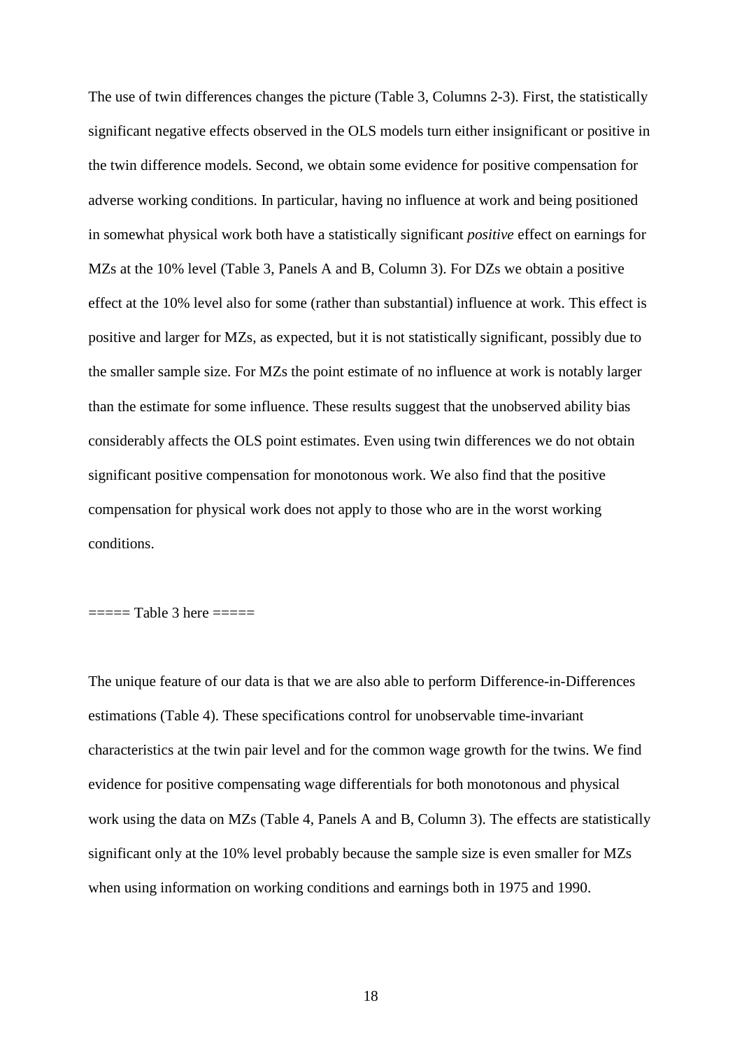The use of twin differences changes the picture (Table 3, Columns 2-3). First, the statistically significant negative effects observed in the OLS models turn either insignificant or positive in the twin difference models. Second, we obtain some evidence for positive compensation for adverse working conditions. In particular, having no influence at work and being positioned in somewhat physical work both have a statistically significant *positive* effect on earnings for MZs at the 10% level (Table 3, Panels A and B, Column 3). For DZs we obtain a positive effect at the 10% level also for some (rather than substantial) influence at work. This effect is positive and larger for MZs, as expected, but it is not statistically significant, possibly due to the smaller sample size. For MZs the point estimate of no influence at work is notably larger than the estimate for some influence. These results suggest that the unobserved ability bias considerably affects the OLS point estimates. Even using twin differences we do not obtain significant positive compensation for monotonous work. We also find that the positive compensation for physical work does not apply to those who are in the worst working conditions.

===== Table 3 here =====

The unique feature of our data is that we are also able to perform Difference-in-Differences estimations (Table 4). These specifications control for unobservable time-invariant characteristics at the twin pair level and for the common wage growth for the twins. We find evidence for positive compensating wage differentials for both monotonous and physical work using the data on MZs (Table 4, Panels A and B, Column 3). The effects are statistically significant only at the 10% level probably because the sample size is even smaller for MZs when using information on working conditions and earnings both in 1975 and 1990.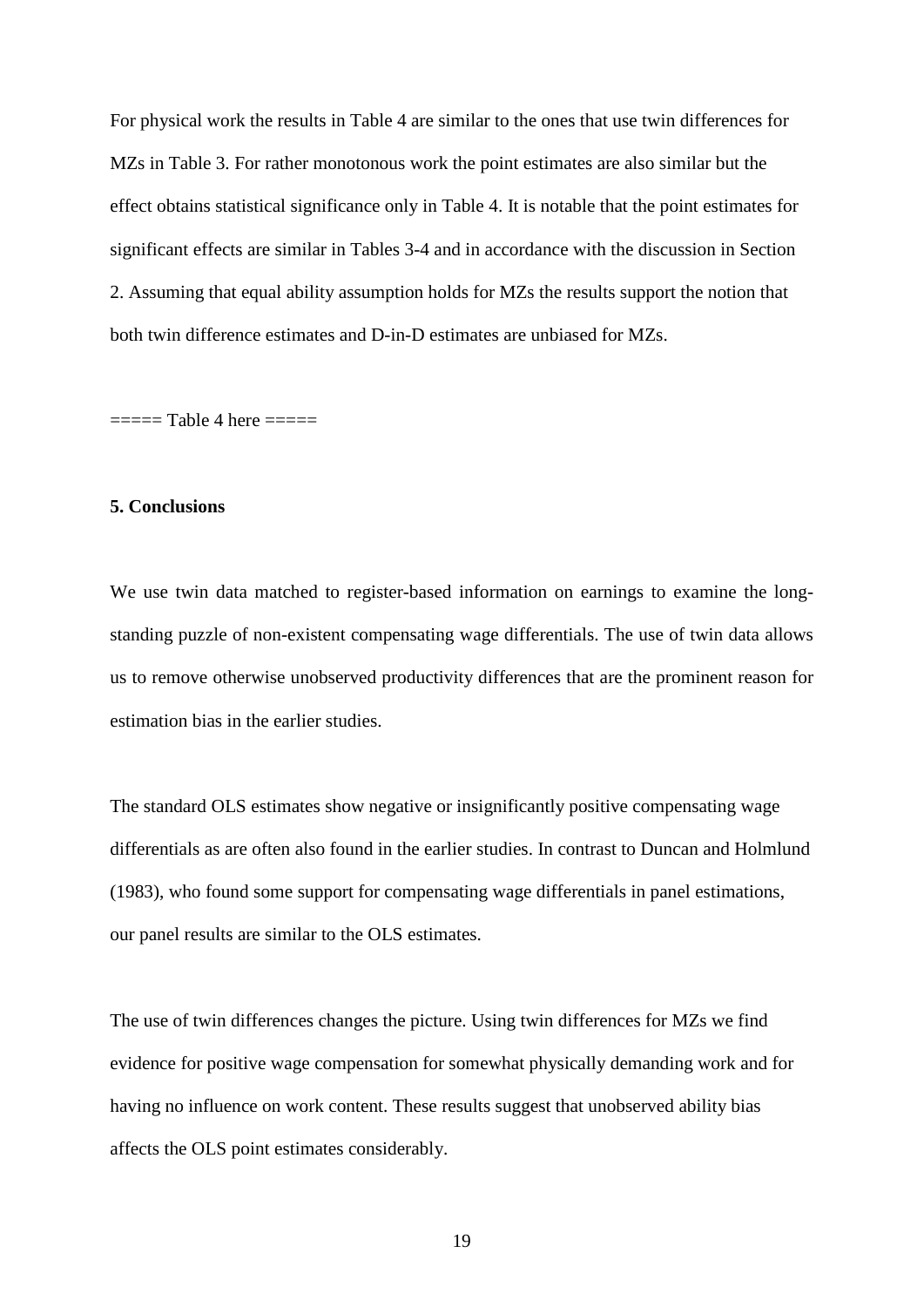For physical work the results in Table 4 are similar to the ones that use twin differences for MZs in Table 3. For rather monotonous work the point estimates are also similar but the effect obtains statistical significance only in Table 4. It is notable that the point estimates for significant effects are similar in Tables 3-4 and in accordance with the discussion in Section 2. Assuming that equal ability assumption holds for MZs the results support the notion that both twin difference estimates and D-in-D estimates are unbiased for MZs.

===== Table 4 here =====

## 5. Conclusions

We use twin data matched to register-based information on earnings to examine the long-standing puzzle of non-existent compensating wage differentials. The use of twin data allows us to remove otherwise unobserved productivity differences that are the prominent reason for estimation bias in the earlier studies.

The standard OLS estimates show negative or insignificantly positive compensating wage differentials as are often also found in the earlier studies. In contrast to Duncan and Holmlund (1983), who found some support for compensating wage differentials in panel estimations, our panel results are similar to the OLS estimates.

The use of twin differences changes the picture. Using twin differences for MZs we find evidence for positive wage compensation for somewhat physically demanding work and for having no influence on work content. These results suggest that unobserved ability bias affects the OLS point estimates considerably.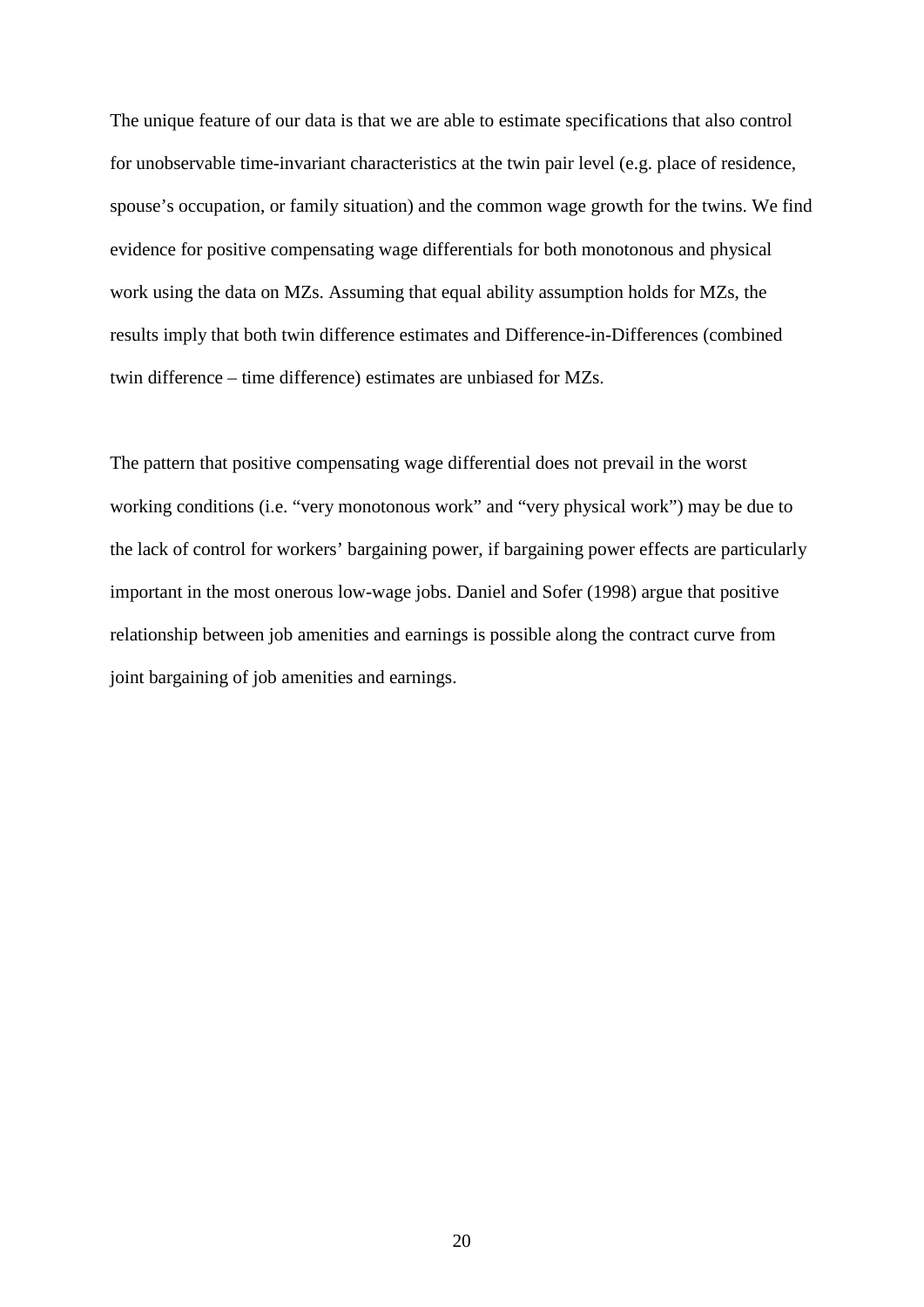The unique feature of our data is that we are able to estimate specifications that also control for unobservable time-invariant characteristics at the twin pair level (e.g. place of residence, spouse's occupation, or family situation) and the common wage growth for the twins. We find evidence for positive compensating wage differentials for both monotonous and physical work using the data on MZs. Assuming that equal ability assumption holds for MZs, the results imply that both twin difference estimates and Difference-in-Differences (combined twin difference – time difference) estimates are unbiased for MZs.

The pattern that positive compensating wage differential does not prevail in the worst working conditions (i.e. "very monotonous work" and "very physical work") may be due to the lack of control for workers' bargaining power, if bargaining power effects are particularly important in the most onerous low-wage jobs. Daniel and Sofer (1998) argue that positive relationship between job amenities and earnings is possible along the contract curve from joint bargaining of job amenities and earnings.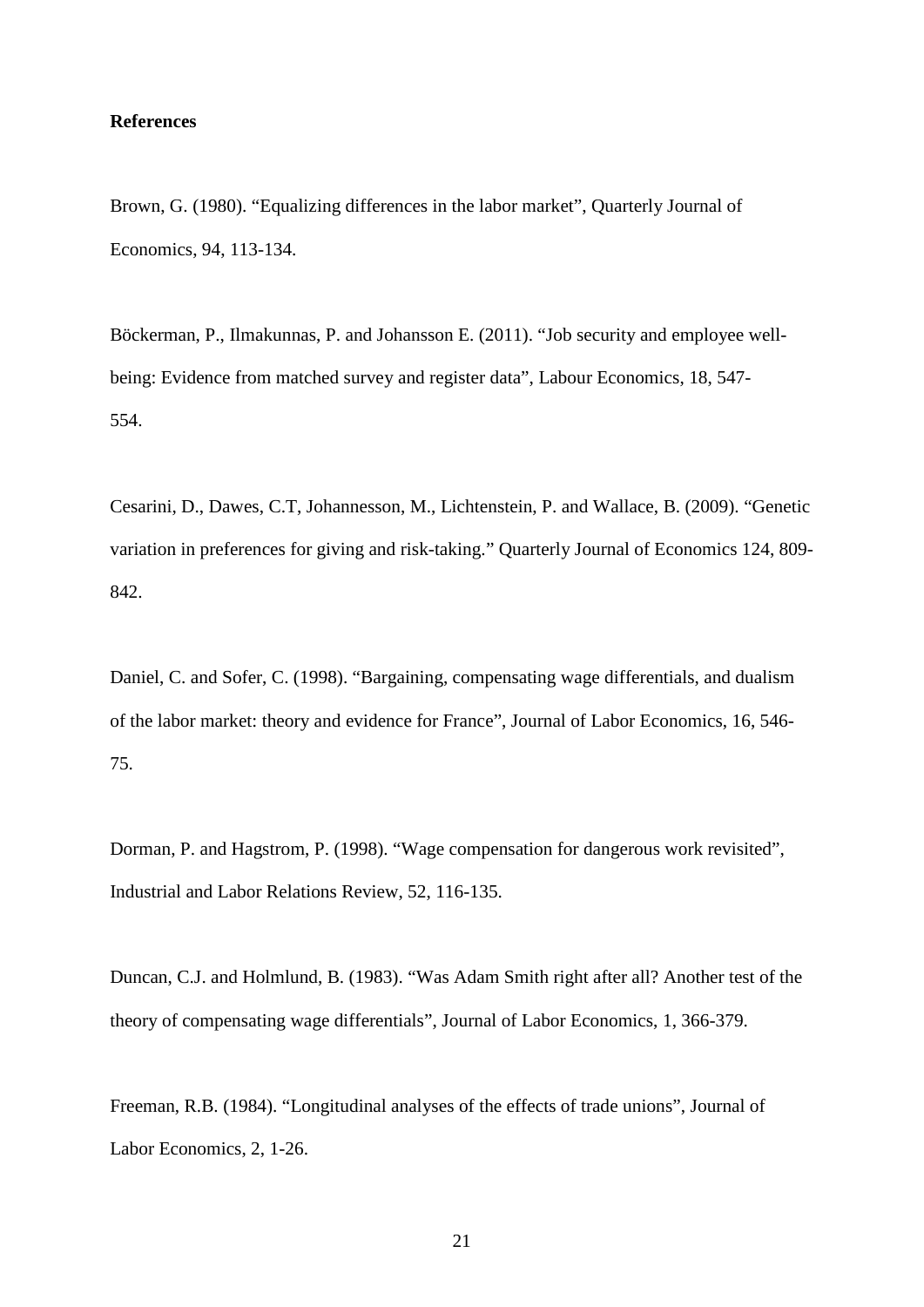**References**

Brown, G. (1980). “Equalizing differences in the labor market”, Quarterly Journal of Economics, 94, 113-134.

Böckerman, P., Ilmakunnas, P. and Johansson E. (2011). “Job security and employee well-being: Evidence from matched survey and register data”, Labour Economics, 18, 547-554.

Cesarini, D., Dawes, C.T, Johannesson, M., Lichtenstein, P. and Wallace, B. (2009). “Genetic variation in preferences for giving and risk-taking.” Quarterly Journal of Economics 124, 809-842.

Daniel, C. and Sofer, C. (1998). “Bargaining, compensating wage differentials, and dualism of the labor market: theory and evidence for France”, Journal of Labor Economics, 16, 546-75.

Dorman, P. and Hagstrom, P. (1998). “Wage compensation for dangerous work revisited”, Industrial and Labor Relations Review, 52, 116-135.

Duncan, C.J. and Holmlund, B. (1983). “Was Adam Smith right after all? Another test of the theory of compensating wage differentials”, Journal of Labor Economics, 1, 366-379.

Freeman, R.B. (1984). “Longitudinal analyses of the effects of trade unions”, Journal of Labor Economics, 2, 1-26.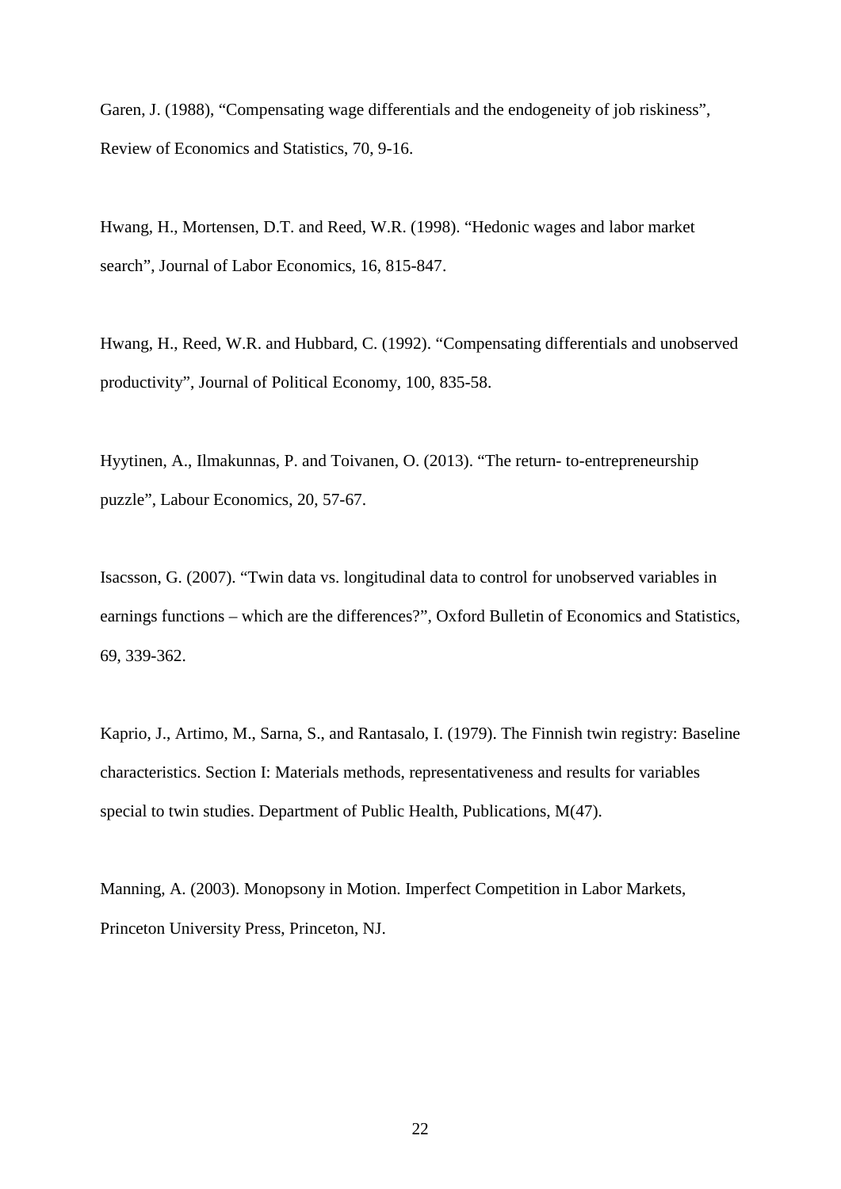Garen, J. (1988), “Compensating wage differentials and the endogeneity of job riskiness”, Review of Economics and Statistics, 70, 9-16.

Hwang, H., Mortensen, D.T. and Reed, W.R. (1998). “Hedonic wages and labor market search”, Journal of Labor Economics, 16, 815-847.

Hwang, H., Reed, W.R. and Hubbard, C. (1992). “Compensating differentials and unobserved productivity”, Journal of Political Economy, 100, 835-58.

Hyytinen, A., Ilmakunnas, P. and Toivanen, O. (2013). “The return- to-entrepreneurship puzzle”, Labour Economics, 20, 57-67.

Isacsson, G. (2007). “Twin data vs. longitudinal data to control for unobserved variables in earnings functions – which are the differences?”, Oxford Bulletin of Economics and Statistics, 69, 339-362.

Kaprio, J., Artimo, M., Sarna, S., and Rantasalo, I. (1979). The Finnish twin registry: Baseline characteristics. Section I: Materials methods, representativeness and results for variables special to twin studies. Department of Public Health, Publications, M(47).

Manning, A. (2003). Monopsony in Motion. Imperfect Competition in Labor Markets, Princeton University Press, Princeton, NJ.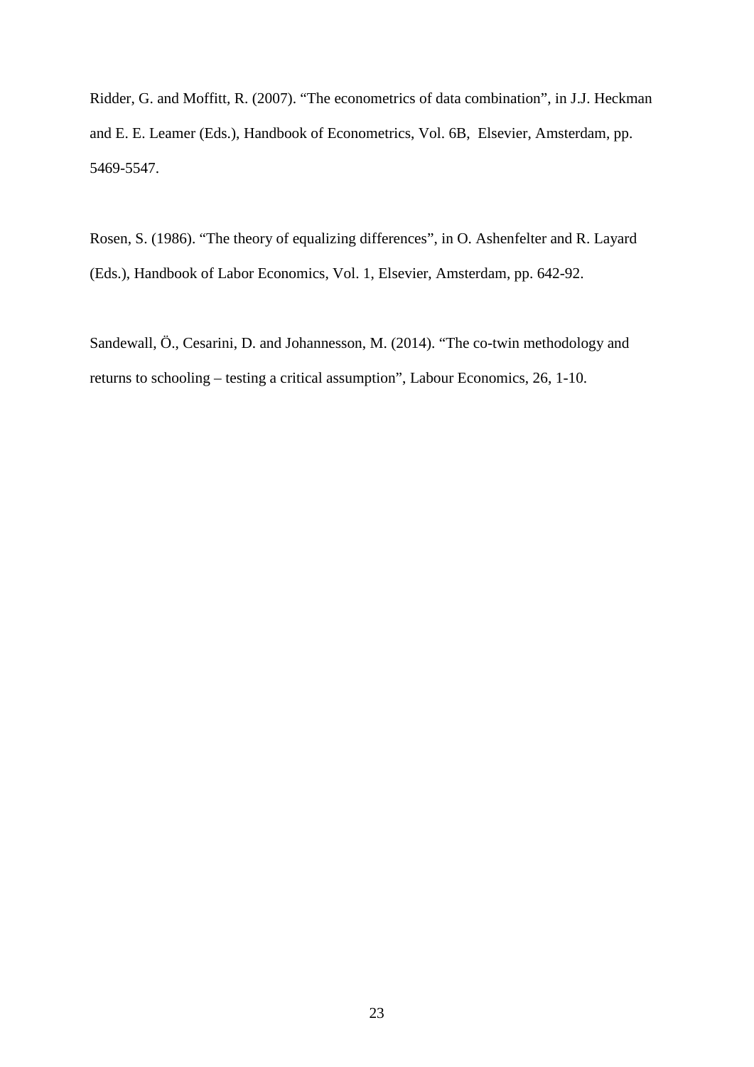Ridder, G. and Moffitt, R. (2007). “The econometrics of data combination”, in J.J. Heckman and E. E. Leamer (Eds.), Handbook of Econometrics, Vol. 6B, Elsevier, Amsterdam, pp. 5469-5547.

Rosen, S. (1986). “The theory of equalizing differences”, in O. Ashenfelter and R. Layard (Eds.), Handbook of Labor Economics, Vol. 1, Elsevier, Amsterdam, pp. 642-92.

Sandewall, Ö., Cesarini, D. and Johannesson, M. (2014). “The co-twin methodology and returns to schooling – testing a critical assumption”, Labour Economics, 26, 1-10.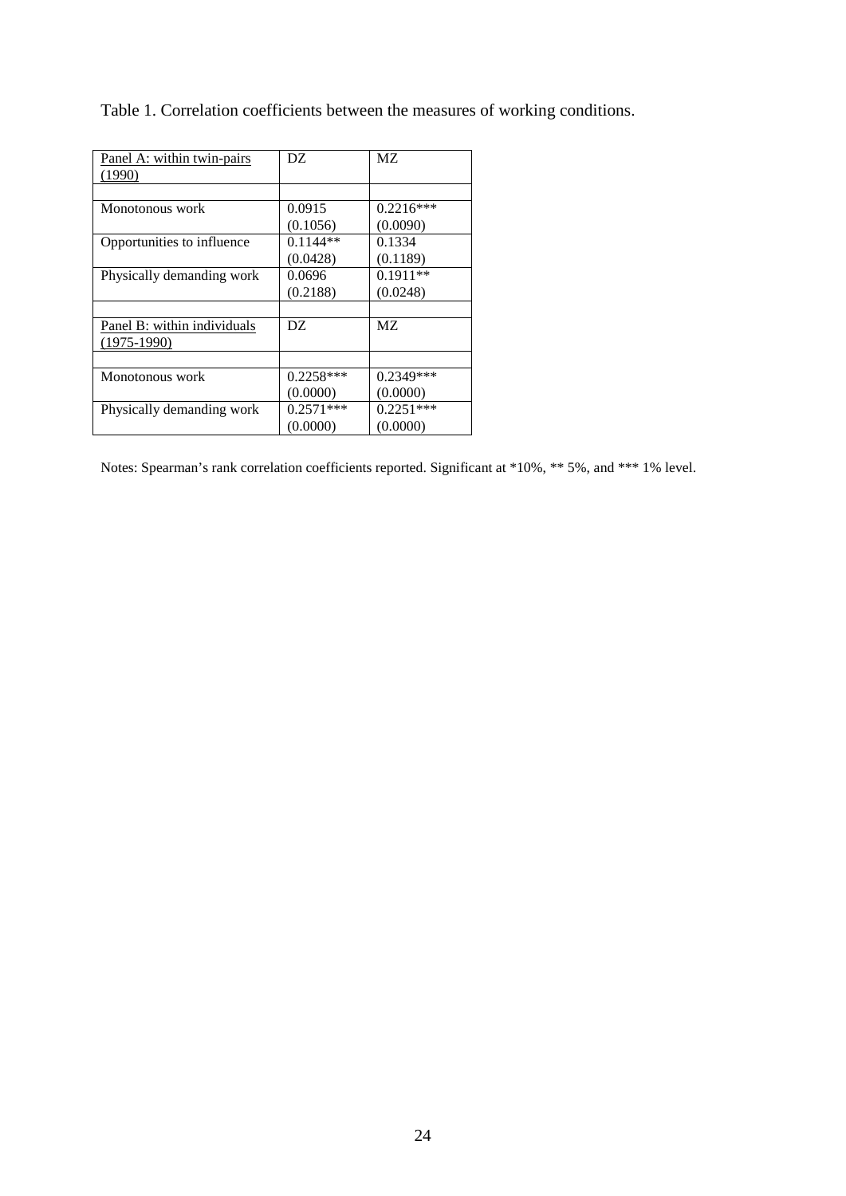Table 1. Correlation coefficients between the measures of working conditions.

| Panel A: within twin-pairs (1990) | DZ | MZ |
|---|---|---|
| | | |
| Monotonous work | 0.0915<br>(0.1056) | 0.2216***<br>(0.0090) |
| Opportunities to influence | 0.1144**<br>(0.0428) | 0.1334<br>(0.1189) |
| Physically demanding work | 0.0696<br>(0.2188) | 0.1911**<br>(0.0248) |
| | | |
| Panel B: within individuals (1975-1990) | DZ | MZ |
| | | |
| Monotonous work | 0.2258***<br>(0.0000) | 0.2349***<br>(0.0000) |
| Physically demanding work | 0.2571***<br>(0.0000) | 0.2251***<br>(0.0000) |

Notes: Spearman's rank correlation coefficients reported. Significant at *10%, ** 5%, and *** 1% level.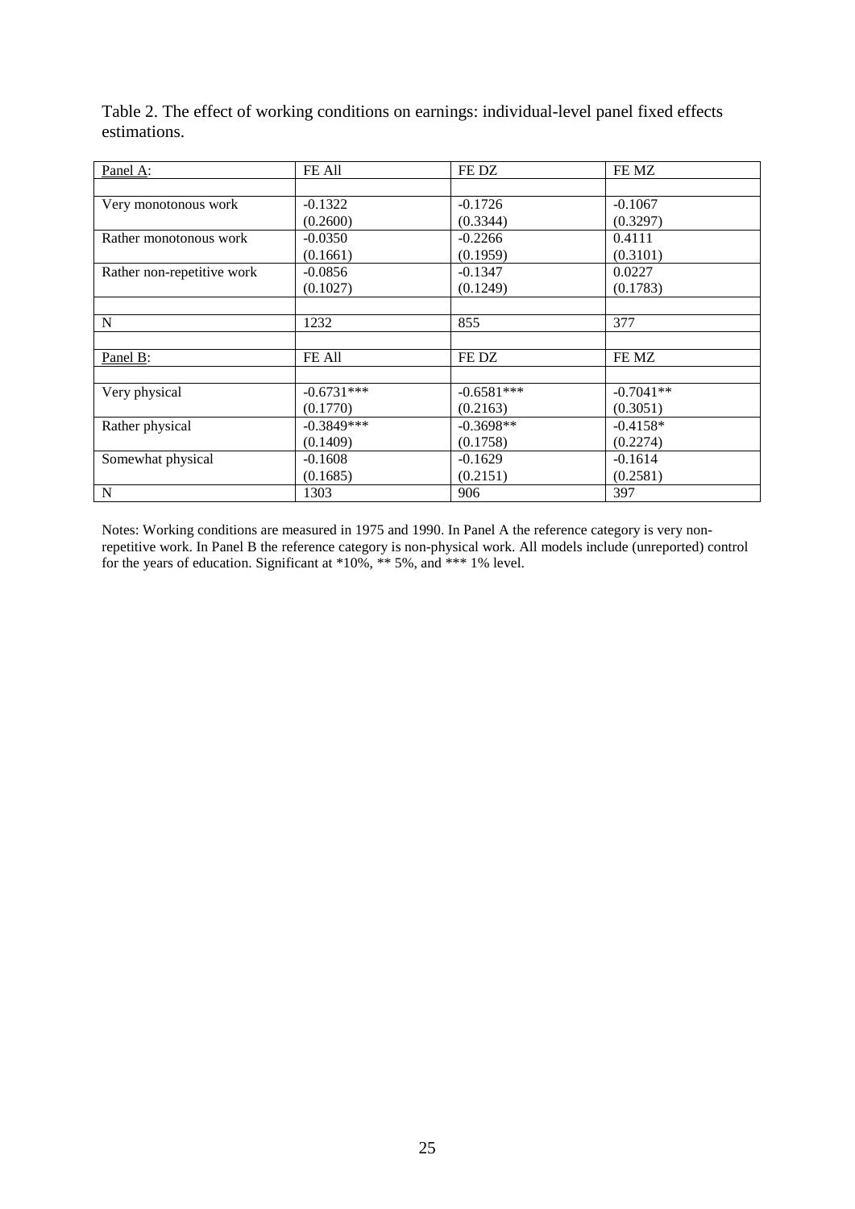Table 2. The effect of working conditions on earnings: individual-level panel fixed effects estimations.

| Panel A: | FE All | FE DZ | FE MZ |
|---|---|---|---|
| | | | |
| Very monotonous work | -0.1322 | -0.1726 | -0.1067 |
| | (0.2600) | (0.3344) | (0.3297) |
| Rather monotonous work | -0.0350 | -0.2266 | 0.4111 |
| | (0.1661) | (0.1959) | (0.3101) |
| Rather non-repetitive work | -0.0856 | -0.1347 | 0.0227 |
| | (0.1027) | (0.1249) | (0.1783) |
| | | | |
| N | 1232 | 855 | 377 |
| | | | |
| Panel B: | FE All | FE DZ | FE MZ |
| | | | |
| Very physical | -0.6731*** | -0.6581*** | -0.7041** |
| | (0.1770) | (0.2163) | (0.3051) |
| Rather physical | -0.3849*** | -0.3698** | -0.4158* |
| | (0.1409) | (0.1758) | (0.2274) |
| Somewhat physical | -0.1608 | -0.1629 | -0.1614 |
| | (0.1685) | (0.2151) | (0.2581) |
| N | 1303 | 906 | 397 |

Notes: Working conditions are measured in 1975 and 1990. In Panel A the reference category is very non-repetitive work. In Panel B the reference category is non-physical work. All models include (unreported) control for the years of education. Significant at *10%, ** 5%, and *** 1% level.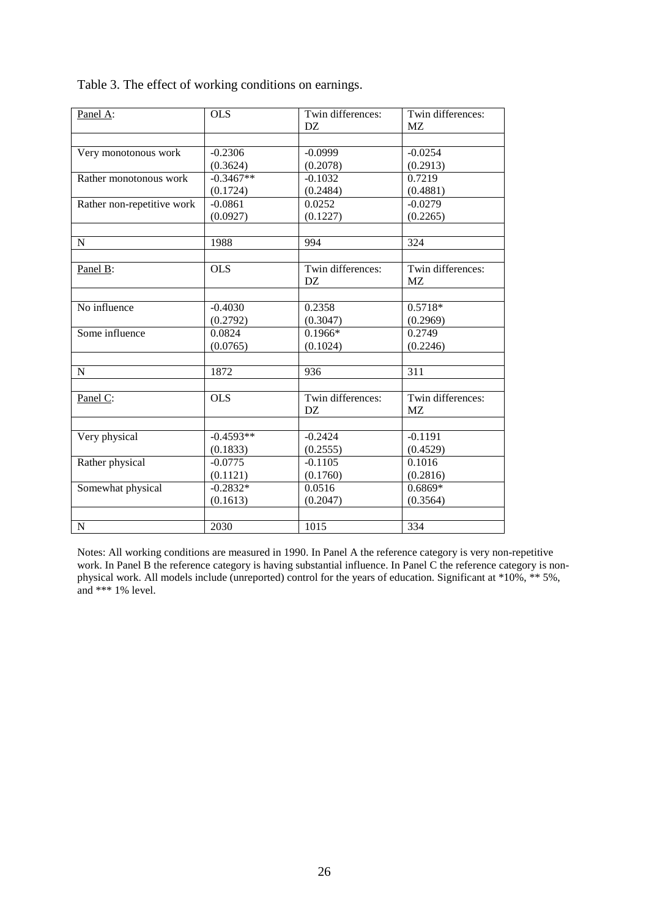Table 3. The effect of working conditions on earnings.

| Panel A: | OLS | Twin differences: DZ | Twin differences: MZ |
|---|---|---|---|
| Very monotonous work | -0.2306 | -0.0999 | -0.0254 |
| | (0.3624) | (0.2078) | (0.2913) |
| Rather monotonous work | -0.3467** | -0.1032 | 0.7219 |
| | (0.1724) | (0.2484) | (0.4881) |
| Rather non-repetitive work | -0.0861 | 0.0252 | -0.0279 |
| | (0.0927) | (0.1227) | (0.2265) |
| N | 1988 | 994 | 324 |
| **Panel B:** | **OLS** | **Twin differences: DZ** | **Twin differences: MZ** |
| No influence | -0.4030 | 0.2358 | 0.5718* |
| | (0.2792) | (0.3047) | (0.2969) |
| Some influence | 0.0824 | 0.1966* | 0.2749 |
| | (0.0765) | (0.1024) | (0.2246) |
| N | 1872 | 936 | 311 |
| **Panel C:** | **OLS** | **Twin differences: DZ** | **Twin differences: MZ** |
| Very physical | -0.4593** | -0.2424 | -0.1191 |
| | (0.1833) | (0.2555) | (0.4529) |
| Rather physical | -0.0775 | -0.1105 | 0.1016 |
| | (0.1121) | (0.1760) | (0.2816) |
| Somewhat physical | -0.2832* | 0.0516 | 0.6869* |
| | (0.1613) | (0.2047) | (0.3564) |
| N | 2030 | 1015 | 334 |

Notes: All working conditions are measured in 1990. In Panel A the reference category is very non-repetitive work. In Panel B the reference category is having substantial influence. In Panel C the reference category is non-physical work. All models include (unreported) control for the years of education. Significant at *10%, ** 5%, and *** 1% level.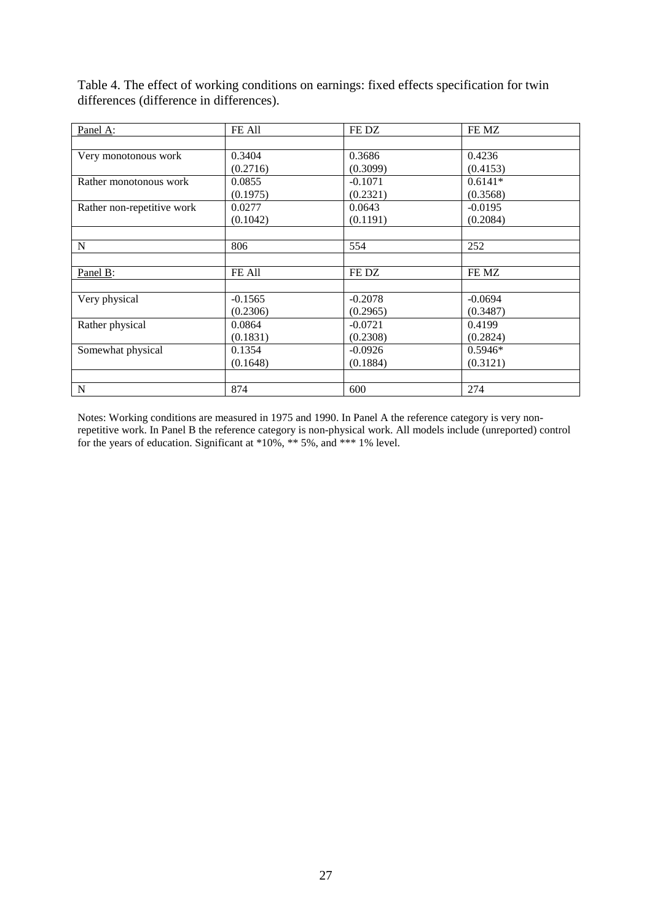Table 4. The effect of working conditions on earnings: fixed effects specification for twin differences (difference in differences).

| Panel A: | FE All | FE DZ | FE MZ |
|---|---|---|---|
| | | | |
| Very monotonous work | 0.3404 | 0.3686 | 0.4236 |
| | (0.2716) | (0.3099) | (0.4153) |
| Rather monotonous work | 0.0855 | -0.1071 | 0.6141* |
| | (0.1975) | (0.2321) | (0.3568) |
| Rather non-repetitive work | 0.0277 | 0.0643 | -0.0195 |
| | (0.1042) | (0.1191) | (0.2084) |
| | | | |
| N | 806 | 554 | 252 |
| | | | |
| Panel B: | FE All | FE DZ | FE MZ |
| | | | |
| Very physical | -0.1565 | -0.2078 | -0.0694 |
| | (0.2306) | (0.2965) | (0.3487) |
| Rather physical | 0.0864 | -0.0721 | 0.4199 |
| | (0.1831) | (0.2308) | (0.2824) |
| Somewhat physical | 0.1354 | -0.0926 | 0.5946* |
| | (0.1648) | (0.1884) | (0.3121) |
| | | | |
| N | 874 | 600 | 274 |

Notes: Working conditions are measured in 1975 and 1990. In Panel A the reference category is very non-repetitive work. In Panel B the reference category is non-physical work. All models include (unreported) control for the years of education. Significant at *10%, ** 5%, and *** 1% level.